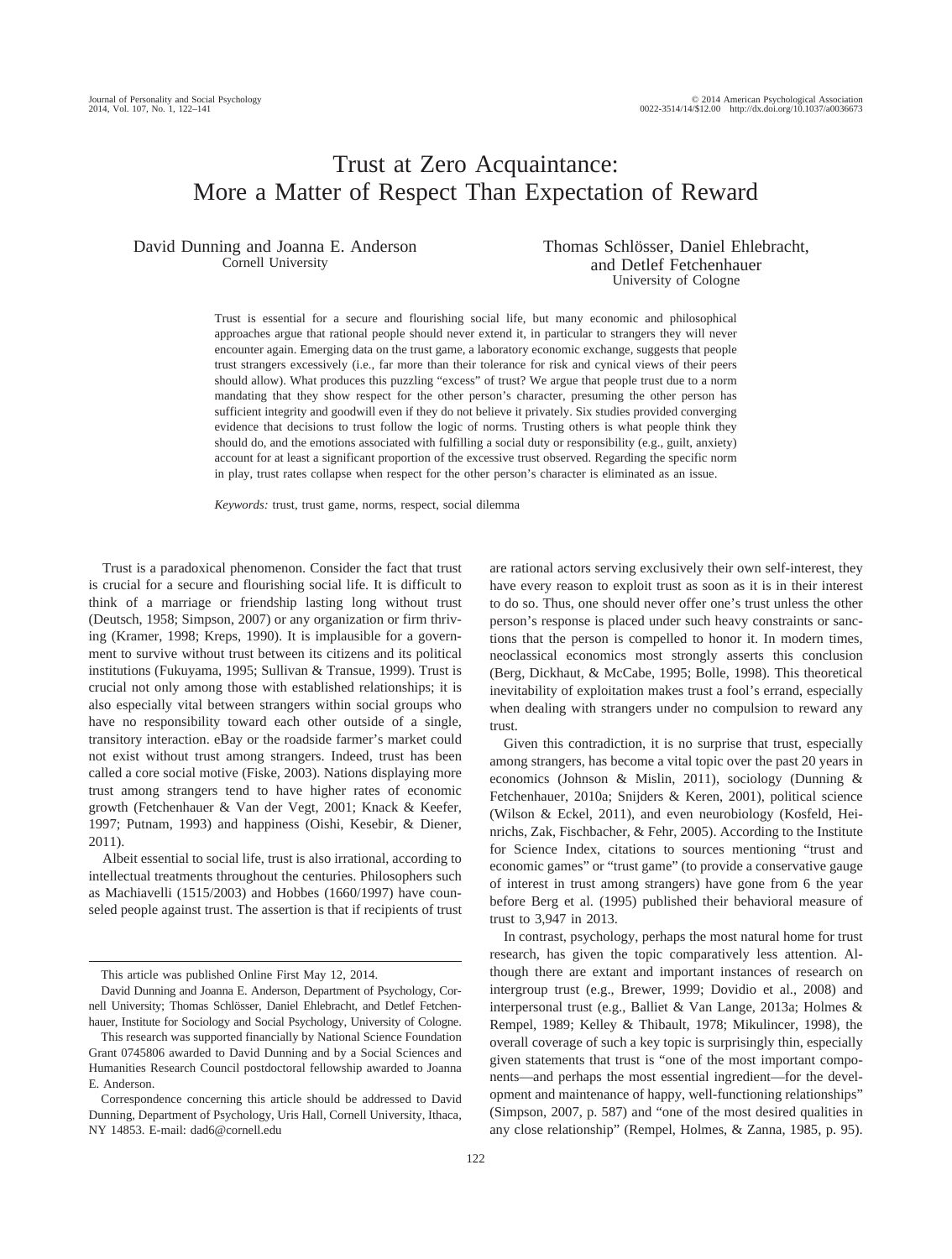# Trust at Zero Acquaintance: More a Matter of Respect Than Expectation of Reward

David Dunning and Joanna E. Anderson
Cornell University

Thomas Schlösser, Daniel Ehlebracht, and Detlef Fetchenhauer
University of Cologne

Trust is essential for a secure and flourishing social life, but many economic and philosophical approaches argue that rational people should never extend it, in particular to strangers they will never encounter again. Emerging data on the trust game, a laboratory economic exchange, suggests that people trust strangers excessively (i.e., far more than their tolerance for risk and cynical views of their peers should allow). What produces this puzzling "excess" of trust? We argue that people trust due to a norm mandating that they show respect for the other person's character, presuming the other person has sufficient integrity and goodwill even if they do not believe it privately. Six studies provided converging evidence that decisions to trust follow the logic of norms. Trusting others is what people think they should do, and the emotions associated with fulfilling a social duty or responsibility (e.g., guilt, anxiety) account for at least a significant proportion of the excessive trust observed. Regarding the specific norm in play, trust rates collapse when respect for the other person's character is eliminated as an issue.

*Keywords:* trust, trust game, norms, respect, social dilemma

Trust is a paradoxical phenomenon. Consider the fact that trust is crucial for a secure and flourishing social life. It is difficult to think of a marriage or friendship lasting long without trust (Deutsch, 1958; Simpson, 2007) or any organization or firm thriving (Kramer, 1998; Kreps, 1990). It is implausible for a government to survive without trust between its citizens and its political institutions (Fukuyama, 1995; Sullivan & Transue, 1999). Trust is crucial not only among those with established relationships; it is also especially vital between strangers within social groups who have no responsibility toward each other outside of a single, transitory interaction. eBay or the roadside farmer's market could not exist without trust among strangers. Indeed, trust has been called a core social motive (Fiske, 2003). Nations displaying more trust among strangers tend to have higher rates of economic growth (Fetchenhauer & Van der Vegt, 2001; Knack & Keefer, 1997; Putnam, 1993) and happiness (Oishi, Kesebir, & Diener, 2011).

Albeit essential to social life, trust is also irrational, according to intellectual treatments throughout the centuries. Philosophers such as Machiavelli (1515/2003) and Hobbes (1660/1997) have counseled people against trust. The assertion is that if recipients of trust are rational actors serving exclusively their own self-interest, they have every reason to exploit trust as soon as it is in their interest to do so. Thus, one should never offer one's trust unless the other person's response is placed under such heavy constraints or sanctions that the person is compelled to honor it. In modern times, neoclassical economics most strongly asserts this conclusion (Berg, Dickhaut, & McCabe, 1995; Bolle, 1998). This theoretical inevitability of exploitation makes trust a fool's errand, especially when dealing with strangers under no compulsion to reward any trust.

Given this contradiction, it is no surprise that trust, especially among strangers, has become a vital topic over the past 20 years in economics (Johnson & Mislin, 2011), sociology (Dunning & Fetchenhauer, 2010a; Snijders & Keren, 2001), political science (Wilson & Eckel, 2011), and even neurobiology (Kosfeld, Heinrichs, Zak, Fischbacher, & Fehr, 2005). According to the Institute for Science Index, citations to sources mentioning "trust and economic games" or "trust game" (to provide a conservative gauge of interest in trust among strangers) have gone from 6 the year before Berg et al. (1995) published their behavioral measure of trust to 3,947 in 2013.

In contrast, psychology, perhaps the most natural home for trust research, has given the topic comparatively less attention. Although there are extant and important instances of research on intergroup trust (e.g., Brewer, 1999; Dovidio et al., 2008) and interpersonal trust (e.g., Balliet & Van Lange, 2013a; Holmes & Rempel, 1989; Kelley & Thibault, 1978; Mikulincer, 1998), the overall coverage of such a key topic is surprisingly thin, especially given statements that trust is "one of the most important components—and perhaps the most essential ingredient—for the development and maintenance of happy, well-functioning relationships" (Simpson, 2007, p. 587) and "one of the most desired qualities in any close relationship" (Rempel, Holmes, & Zanna, 1985, p. 95).

---

This article was published Online First May 12, 2014.

David Dunning and Joanna E. Anderson, Department of Psychology, Cornell University; Thomas Schlösser, Daniel Ehlebracht, and Detlef Fetchenhauer, Institute for Sociology and Social Psychology, University of Cologne.

This research was supported financially by National Science Foundation Grant 0745806 awarded to David Dunning and by a Social Sciences and Humanities Research Council postdoctoral fellowship awarded to Joanna E. Anderson.

Correspondence concerning this article should be addressed to David Dunning, Department of Psychology, Uris Hall, Cornell University, Ithaca, NY 14853. E-mail: dad6@cornell.edu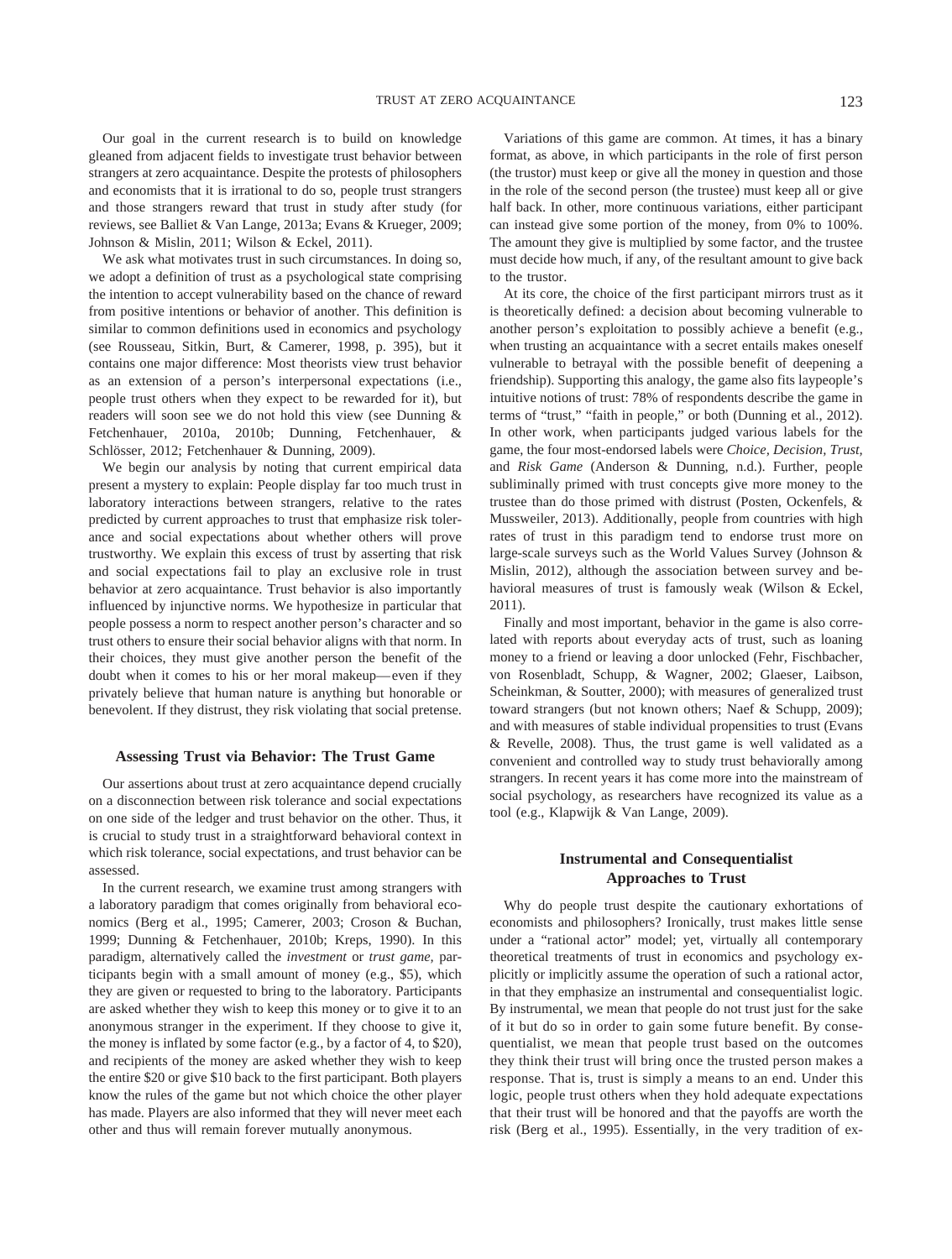Our goal in the current research is to build on knowledge gleaned from adjacent fields to investigate trust behavior between strangers at zero acquaintance. Despite the protests of philosophers and economists that it is irrational to do so, people trust strangers and those strangers reward that trust in study after study (for reviews, see Balliet & Van Lange, 2013a; Evans & Krueger, 2009; Johnson & Mislin, 2011; Wilson & Eckel, 2011).

We ask what motivates trust in such circumstances. In doing so, we adopt a definition of trust as a psychological state comprising the intention to accept vulnerability based on the chance of reward from positive intentions or behavior of another. This definition is similar to common definitions used in economics and psychology (see Rousseau, Sitkin, Burt, & Camerer, 1998, p. 395), but it contains one major difference: Most theorists view trust behavior as an extension of a person's interpersonal expectations (i.e., people trust others when they expect to be rewarded for it), but readers will soon see we do not hold this view (see Dunning & Fetchenhauer, 2010a, 2010b; Dunning, Fetchenhauer, & Schlösser, 2012; Fetchenhauer & Dunning, 2009).

We begin our analysis by noting that current empirical data present a mystery to explain: People display far too much trust in laboratory interactions between strangers, relative to the rates predicted by current approaches to trust that emphasize risk tolerance and social expectations about whether others will prove trustworthy. We explain this excess of trust by asserting that risk and social expectations fail to play an exclusive role in trust behavior at zero acquaintance. Trust behavior is also importantly influenced by injunctive norms. We hypothesize in particular that people possess a norm to respect another person's character and so trust others to ensure their social behavior aligns with that norm. In their choices, they must give another person the benefit of the doubt when it comes to his or her moral makeup—even if they privately believe that human nature is anything but honorable or benevolent. If they distrust, they risk violating that social pretense.

## Assessing Trust via Behavior: The Trust Game

Our assertions about trust at zero acquaintance depend crucially on a disconnection between risk tolerance and social expectations on one side of the ledger and trust behavior on the other. Thus, it is crucial to study trust in a straightforward behavioral context in which risk tolerance, social expectations, and trust behavior can be assessed.

In the current research, we examine trust among strangers with a laboratory paradigm that comes originally from behavioral economics (Berg et al., 1995; Camerer, 2003; Croson & Buchan, 1999; Dunning & Fetchenhauer, 2010b; Kreps, 1990). In this paradigm, alternatively called the *investment* or *trust game,* participants begin with a small amount of money (e.g., $5), which they are given or requested to bring to the laboratory. Participants are asked whether they wish to keep this money or to give it to an anonymous stranger in the experiment. If they choose to give it, the money is inflated by some factor (e.g., by a factor of 4, to $20), and recipients of the money are asked whether they wish to keep the entire $20 or give $10 back to the first participant. Both players know the rules of the game but not which choice the other player has made. Players are also informed that they will never meet each other and thus will remain forever mutually anonymous.

Variations of this game are common. At times, it has a binary format, as above, in which participants in the role of first person (the trustor) must keep or give all the money in question and those in the role of the second person (the trustee) must keep all or give half back. In other, more continuous variations, either participant can instead give some portion of the money, from 0% to 100%. The amount they give is multiplied by some factor, and the trustee must decide how much, if any, of the resultant amount to give back to the trustor.

At its core, the choice of the first participant mirrors trust as it is theoretically defined: a decision about becoming vulnerable to another person's exploitation to possibly achieve a benefit (e.g., when trusting an acquaintance with a secret entails makes oneself vulnerable to betrayal with the possible benefit of deepening a friendship). Supporting this analogy, the game also fits laypeople's intuitive notions of trust: 78% of respondents describe the game in terms of "trust," "faith in people," or both (Dunning et al., 2012). In other work, when participants judged various labels for the game, the four most-endorsed labels were *Choice, Decision, Trust,* and *Risk Game* (Anderson & Dunning, n.d.). Further, people subliminally primed with trust concepts give more money to the trustee than do those primed with distrust (Posten, Ockenfels, & Mussweiler, 2013). Additionally, people from countries with high rates of trust in this paradigm tend to endorse trust more on large-scale surveys such as the World Values Survey (Johnson & Mislin, 2012), although the association between survey and behavioral measures of trust is famously weak (Wilson & Eckel, 2011).

Finally and most important, behavior in the game is also correlated with reports about everyday acts of trust, such as loaning money to a friend or leaving a door unlocked (Fehr, Fischbacher, von Rosenbladt, Schupp, & Wagner, 2002; Glaeser, Laibson, Scheinkman, & Soutter, 2000); with measures of generalized trust toward strangers (but not known others; Naef & Schupp, 2009); and with measures of stable individual propensities to trust (Evans & Revelle, 2008). Thus, the trust game is well validated as a convenient and controlled way to study trust behaviorally among strangers. In recent years it has come more into the mainstream of social psychology, as researchers have recognized its value as a tool (e.g., Klapwijk & Van Lange, 2009).

## Instrumental and Consequentialist Approaches to Trust

Why do people trust despite the cautionary exhortations of economists and philosophers? Ironically, trust makes little sense under a "rational actor" model; yet, virtually all contemporary theoretical treatments of trust in economics and psychology explicitly or implicitly assume the operation of such a rational actor, in that they emphasize an instrumental and consequentialist logic. By instrumental, we mean that people do not trust just for the sake of it but do so in order to gain some future benefit. By consequentialist, we mean that people trust based on the outcomes they think their trust will bring once the trusted person makes a response. That is, trust is simply a means to an end. Under this logic, people trust others when they hold adequate expectations that their trust will be honored and that the payoffs are worth the risk (Berg et al., 1995). Essentially, in the very tradition of ex-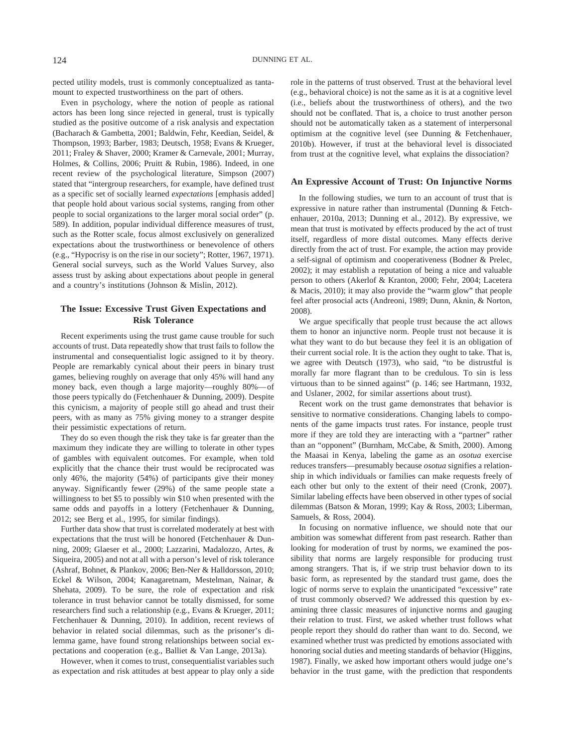pected utility models, trust is commonly conceptualized as tantamount to expected trustworthiness on the part of others.

Even in psychology, where the notion of people as rational actors has been long since rejected in general, trust is typically studied as the positive outcome of a risk analysis and expectation (Bacharach & Gambetta, 2001; Baldwin, Fehr, Keedian, Seidel, & Thompson, 1993; Barber, 1983; Deutsch, 1958; Evans & Krueger, 2011; Fraley & Shaver, 2000; Kramer & Carnevale, 2001; Murray, Holmes, & Collins, 2006; Pruitt & Rubin, 1986). Indeed, in one recent review of the psychological literature, Simpson (2007) stated that "intergroup researchers, for example, have defined trust as a specific set of socially learned *expectations* [emphasis added] that people hold about various social systems, ranging from other people to social organizations to the larger moral social order" (p. 589). In addition, popular individual difference measures of trust, such as the Rotter scale, focus almost exclusively on generalized expectations about the trustworthiness or benevolence of others (e.g., "Hypocrisy is on the rise in our society"; Rotter, 1967, 1971). General social surveys, such as the World Values Survey, also assess trust by asking about expectations about people in general and a country's institutions (Johnson & Mislin, 2012).

## The Issue: Excessive Trust Given Expectations and Risk Tolerance

Recent experiments using the trust game cause trouble for such accounts of trust. Data repeatedly show that trust fails to follow the instrumental and consequentialist logic assigned to it by theory. People are remarkably cynical about their peers in binary trust games, believing roughly on average that only 45% will hand any money back, even though a large majority—roughly 80%—of those peers typically do (Fetchenhauer & Dunning, 2009). Despite this cynicism, a majority of people still go ahead and trust their peers, with as many as 75% giving money to a stranger despite their pessimistic expectations of return.

They do so even though the risk they take is far greater than the maximum they indicate they are willing to tolerate in other types of gambles with equivalent outcomes. For example, when told explicitly that the chance their trust would be reciprocated was only 46%, the majority (54%) of participants give their money anyway. Significantly fewer (29%) of the same people state a willingness to bet $5 to possibly win $10 when presented with the same odds and payoffs in a lottery (Fetchenhauer & Dunning, 2012; see Berg et al., 1995, for similar findings).

Further data show that trust is correlated moderately at best with expectations that the trust will be honored (Fetchenhauer & Dunning, 2009; Glaeser et al., 2000; Lazzarini, Madalozzo, Artes, & Siqueira, 2005) and not at all with a person's level of risk tolerance (Ashraf, Bohnet, & Plankov, 2006; Ben-Ner & Halldorsson, 2010; Eckel & Wilson, 2004; Kanagaretnam, Mestelman, Nainar, & Shehata, 2009). To be sure, the role of expectation and risk tolerance in trust behavior cannot be totally dismissed, for some researchers find such a relationship (e.g., Evans & Krueger, 2011; Fetchenhauer & Dunning, 2010). In addition, recent reviews of behavior in related social dilemmas, such as the prisoner's dilemma game, have found strong relationships between social expectations and cooperation (e.g., Balliet & Van Lange, 2013a).

However, when it comes to trust, consequentialist variables such as expectation and risk attitudes at best appear to play only a side role in the patterns of trust observed. Trust at the behavioral level (e.g., behavioral choice) is not the same as it is at a cognitive level (i.e., beliefs about the trustworthiness of others), and the two should not be conflated. That is, a choice to trust another person should not be automatically taken as a statement of interpersonal optimism at the cognitive level (see Dunning & Fetchenhauer, 2010b). However, if trust at the behavioral level is dissociated from trust at the cognitive level, what explains the dissociation?

## An Expressive Account of Trust: On Injunctive Norms

In the following studies, we turn to an account of trust that is expressive in nature rather than instrumental (Dunning & Fetchenhauer, 2010a, 2013; Dunning et al., 2012). By expressive, we mean that trust is motivated by effects produced by the act of trust itself, regardless of more distal outcomes. Many effects derive directly from the act of trust. For example, the action may provide a self-signal of optimism and cooperativeness (Bodner & Prelec, 2002); it may establish a reputation of being a nice and valuable person to others (Akerlof & Kranton, 2000; Fehr, 2004; Lacetera & Macis, 2010); it may also provide the "warm glow" that people feel after prosocial acts (Andreoni, 1989; Dunn, Aknin, & Norton, 2008).

We argue specifically that people trust because the act allows them to honor an injunctive norm. People trust not because it is what they want to do but because they feel it is an obligation of their current social role. It is the action they ought to take. That is, we agree with Deutsch (1973), who said, "to be distrustful is morally far more flagrant than to be credulous. To sin is less virtuous than to be sinned against" (p. 146; see Hartmann, 1932, and Uslaner, 2002, for similar assertions about trust).

Recent work on the trust game demonstrates that behavior is sensitive to normative considerations. Changing labels to components of the game impacts trust rates. For instance, people trust more if they are told they are interacting with a "partner" rather than an "opponent" (Burnham, McCabe, & Smith, 2000). Among the Maasai in Kenya, labeling the game as an *osotua* exercise reduces transfers—presumably because *osotua* signifies a relationship in which individuals or families can make requests freely of each other but only to the extent of their need (Cronk, 2007). Similar labeling effects have been observed in other types of social dilemmas (Batson & Moran, 1999; Kay & Ross, 2003; Liberman, Samuels, & Ross, 2004).

In focusing on normative influence, we should note that our ambition was somewhat different from past research. Rather than looking for moderation of trust by norms, we examined the possibility that norms are largely responsible for producing trust among strangers. That is, if we strip trust behavior down to its basic form, as represented by the standard trust game, does the logic of norms serve to explain the unanticipated "excessive" rate of trust commonly observed? We addressed this question by examining three classic measures of injunctive norms and gauging their relation to trust. First, we asked whether trust follows what people report they should do rather than want to do. Second, we examined whether trust was predicted by emotions associated with honoring social duties and meeting standards of behavior (Higgins, 1987). Finally, we asked how important others would judge one's behavior in the trust game, with the prediction that respondents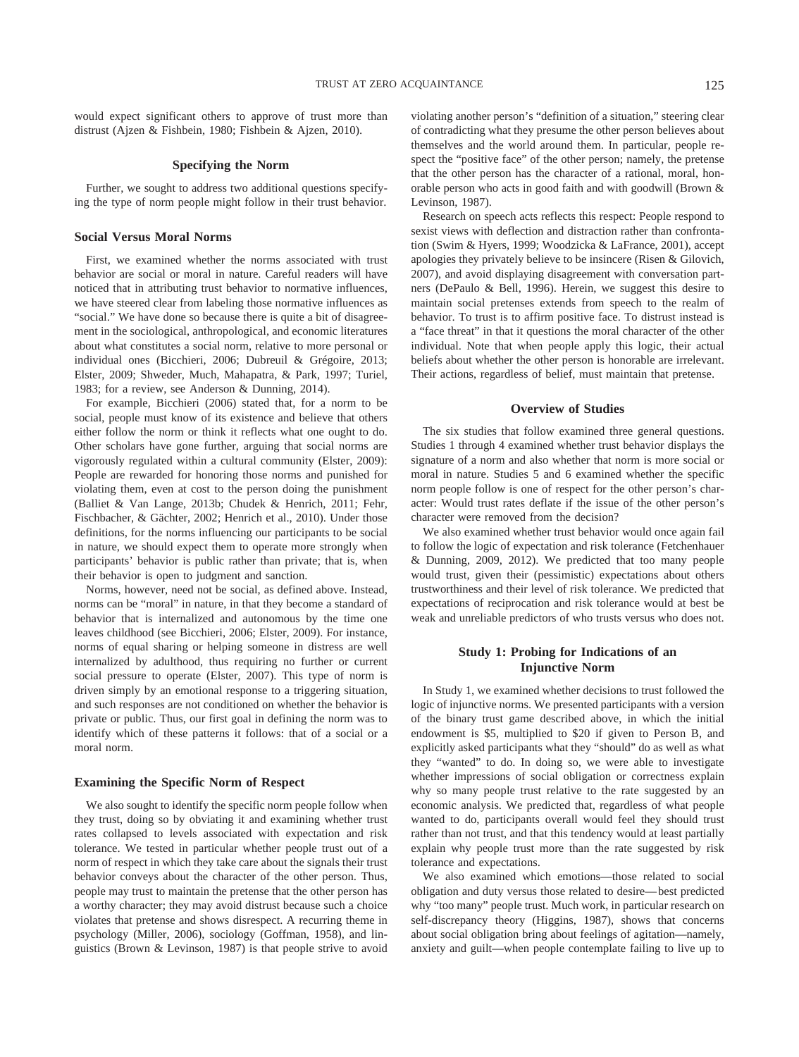would expect significant others to approve of trust more than distrust (Ajzen & Fishbein, 1980; Fishbein & Ajzen, 2010).

## Specifying the Norm

Further, we sought to address two additional questions specifying the type of norm people might follow in their trust behavior.

### Social Versus Moral Norms

First, we examined whether the norms associated with trust behavior are social or moral in nature. Careful readers will have noticed that in attributing trust behavior to normative influences, we have steered clear from labeling those normative influences as "social." We have done so because there is quite a bit of disagreement in the sociological, anthropological, and economic literatures about what constitutes a social norm, relative to more personal or individual ones (Bicchieri, 2006; Dubreuil & Grégoire, 2013; Elster, 2009; Shweder, Much, Mahapatra, & Park, 1997; Turiel, 1983; for a review, see Anderson & Dunning, 2014).

For example, Bicchieri (2006) stated that, for a norm to be social, people must know of its existence and believe that others either follow the norm or think it reflects what one ought to do. Other scholars have gone further, arguing that social norms are vigorously regulated within a cultural community (Elster, 2009): People are rewarded for honoring those norms and punished for violating them, even at cost to the person doing the punishment (Balliet & Van Lange, 2013b; Chudek & Henrich, 2011; Fehr, Fischbacher, & Gächter, 2002; Henrich et al., 2010). Under those definitions, for the norms influencing our participants to be social in nature, we should expect them to operate more strongly when participants' behavior is public rather than private; that is, when their behavior is open to judgment and sanction.

Norms, however, need not be social, as defined above. Instead, norms can be "moral" in nature, in that they become a standard of behavior that is internalized and autonomous by the time one leaves childhood (see Bicchieri, 2006; Elster, 2009). For instance, norms of equal sharing or helping someone in distress are well internalized by adulthood, thus requiring no further or current social pressure to operate (Elster, 2007). This type of norm is driven simply by an emotional response to a triggering situation, and such responses are not conditioned on whether the behavior is private or public. Thus, our first goal in defining the norm was to identify which of these patterns it follows: that of a social or a moral norm.

### Examining the Specific Norm of Respect

We also sought to identify the specific norm people follow when they trust, doing so by obviating it and examining whether trust rates collapsed to levels associated with expectation and risk tolerance. We tested in particular whether people trust out of a norm of respect in which they take care about the signals their trust behavior conveys about the character of the other person. Thus, people may trust to maintain the pretense that the other person has a worthy character; they may avoid distrust because such a choice violates that pretense and shows disrespect. A recurring theme in psychology (Miller, 2006), sociology (Goffman, 1958), and linguistics (Brown & Levinson, 1987) is that people strive to avoid violating another person's "definition of a situation," steering clear of contradicting what they presume the other person believes about themselves and the world around them. In particular, people respect the "positive face" of the other person; namely, the pretense that the other person has the character of a rational, moral, honorable person who acts in good faith and with goodwill (Brown & Levinson, 1987).

Research on speech acts reflects this respect: People respond to sexist views with deflection and distraction rather than confrontation (Swim & Hyers, 1999; Woodzicka & LaFrance, 2001), accept apologies they privately believe to be insincere (Risen & Gilovich, 2007), and avoid displaying disagreement with conversation partners (DePaulo & Bell, 1996). Herein, we suggest this desire to maintain social pretenses extends from speech to the realm of behavior. To trust is to affirm positive face. To distrust instead is a "face threat" in that it questions the moral character of the other individual. Note that when people apply this logic, their actual beliefs about whether the other person is honorable are irrelevant. Their actions, regardless of belief, must maintain that pretense.

## Overview of Studies

The six studies that follow examined three general questions. Studies 1 through 4 examined whether trust behavior displays the signature of a norm and also whether that norm is more social or moral in nature. Studies 5 and 6 examined whether the specific norm people follow is one of respect for the other person's character: Would trust rates deflate if the issue of the other person's character were removed from the decision?

We also examined whether trust behavior would once again fail to follow the logic of expectation and risk tolerance (Fetchenhauer & Dunning, 2009, 2012). We predicted that too many people would trust, given their (pessimistic) expectations about others trustworthiness and their level of risk tolerance. We predicted that expectations of reciprocation and risk tolerance would at best be weak and unreliable predictors of who trusts versus who does not.

## Study 1: Probing for Indications of an Injunctive Norm

In Study 1, we examined whether decisions to trust followed the logic of injunctive norms. We presented participants with a version of the binary trust game described above, in which the initial endowment is \$5, multiplied to \$20 if given to Person B, and explicitly asked participants what they "should" do as well as what they "wanted" to do. In doing so, we were able to investigate whether impressions of social obligation or correctness explain why so many people trust relative to the rate suggested by an economic analysis. We predicted that, regardless of what people wanted to do, participants overall would feel they should trust rather than not trust, and that this tendency would at least partially explain why people trust more than the rate suggested by risk tolerance and expectations.

We also examined which emotions—those related to social obligation and duty versus those related to desire—best predicted why "too many" people trust. Much work, in particular research on self-discrepancy theory (Higgins, 1987), shows that concerns about social obligation bring about feelings of agitation—namely, anxiety and guilt—when people contemplate failing to live up to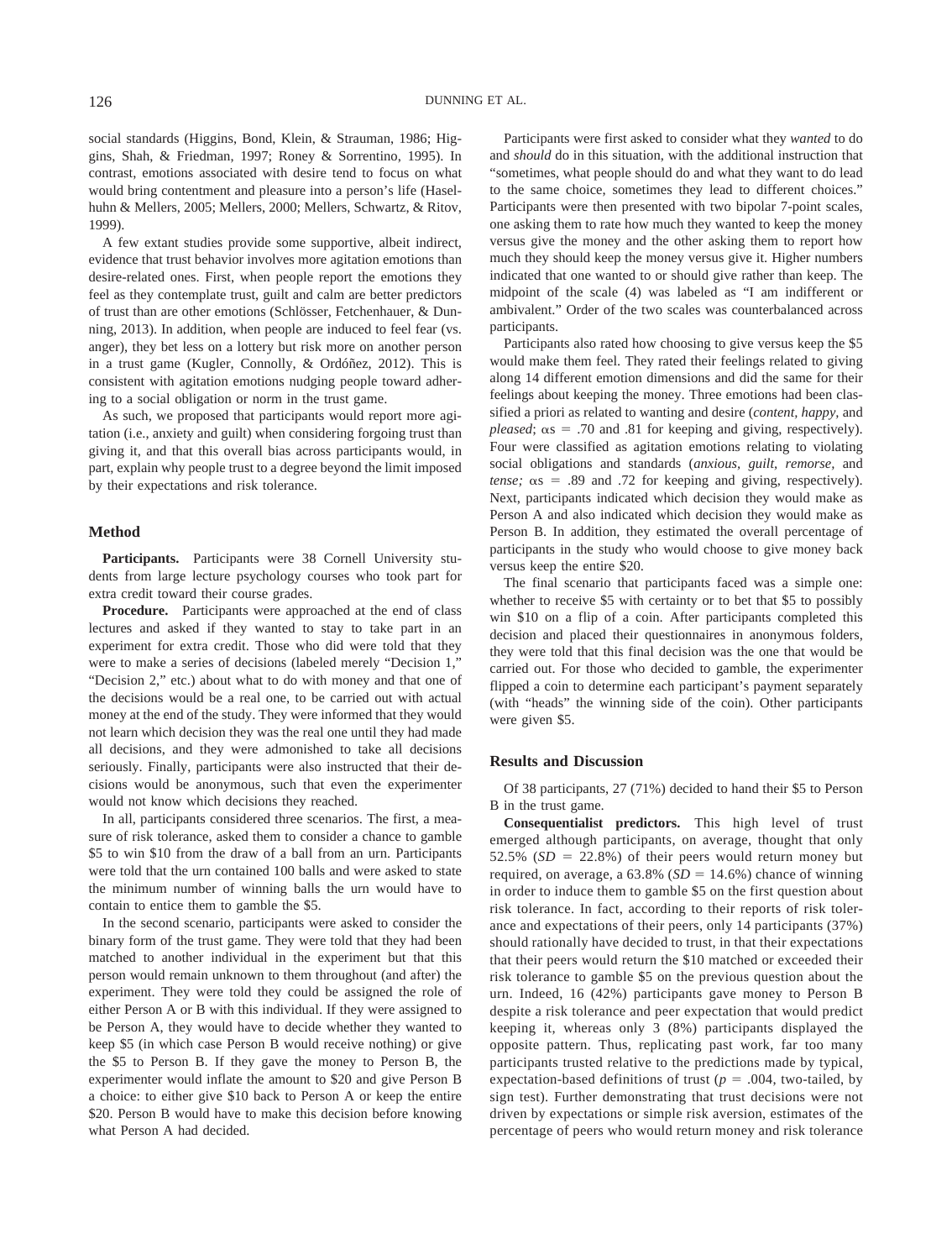social standards (Higgins, Bond, Klein, & Strauman, 1986; Higgins, Shah, & Friedman, 1997; Roney & Sorrentino, 1995). In contrast, emotions associated with desire tend to focus on what would bring contentment and pleasure into a person's life (Haselhuhn & Mellers, 2005; Mellers, 2000; Mellers, Schwartz, & Ritov, 1999).

A few extant studies provide some supportive, albeit indirect, evidence that trust behavior involves more agitation emotions than desire-related ones. First, when people report the emotions they feel as they contemplate trust, guilt and calm are better predictors of trust than are other emotions (Schlösser, Fetchenhauer, & Dunning, 2013). In addition, when people are induced to feel fear (vs. anger), they bet less on a lottery but risk more on another person in a trust game (Kugler, Connolly, & Ordóñez, 2012). This is consistent with agitation emotions nudging people toward adhering to a social obligation or norm in the trust game.

As such, we proposed that participants would report more agitation (i.e., anxiety and guilt) when considering forgoing trust than giving it, and that this overall bias across participants would, in part, explain why people trust to a degree beyond the limit imposed by their expectations and risk tolerance.

## Method

**Participants.** Participants were 38 Cornell University students from large lecture psychology courses who took part for extra credit toward their course grades.

**Procedure.** Participants were approached at the end of class lectures and asked if they wanted to stay to take part in an experiment for extra credit. Those who did were told that they were to make a series of decisions (labeled merely "Decision 1," "Decision 2," etc.) about what to do with money and that one of the decisions would be a real one, to be carried out with actual money at the end of the study. They were informed that they would not learn which decision they was the real one until they had made all decisions, and they were admonished to take all decisions seriously. Finally, participants were also instructed that their decisions would be anonymous, such that even the experimenter would not know which decisions they reached.

In all, participants considered three scenarios. The first, a measure of risk tolerance, asked them to consider a chance to gamble \$5 to win \$10 from the draw of a ball from an urn. Participants were told that the urn contained 100 balls and were asked to state the minimum number of winning balls the urn would have to contain to entice them to gamble the \$5.

In the second scenario, participants were asked to consider the binary form of the trust game. They were told that they had been matched to another individual in the experiment but that this person would remain unknown to them throughout (and after) the experiment. They were told they could be assigned the role of either Person A or B with this individual. If they were assigned to be Person A, they would have to decide whether they wanted to keep \$5 (in which case Person B would receive nothing) or give the \$5 to Person B. If they gave the money to Person B, the experimenter would inflate the amount to \$20 and give Person B a choice: to either give \$10 back to Person A or keep the entire \$20. Person B would have to make this decision before knowing what Person A had decided.

Participants were first asked to consider what they *wanted* to do and *should* do in this situation, with the additional instruction that "sometimes, what people should do and what they want to do lead to the same choice, sometimes they lead to different choices." Participants were then presented with two bipolar 7-point scales, one asking them to rate how much they wanted to keep the money versus give the money and the other asking them to report how much they should keep the money versus give it. Higher numbers indicated that one wanted to or should give rather than keep. The midpoint of the scale (4) was labeled as "I am indifferent or ambivalent." Order of the two scales was counterbalanced across participants.

Participants also rated how choosing to give versus keep the \$5 would make them feel. They rated their feelings related to giving along 14 different emotion dimensions and did the same for their feelings about keeping the money. Three emotions had been classified a priori as related to wanting and desire (*content, happy*, and *pleased*; $\alpha$s = .70 and .81 for keeping and giving, respectively). Four were classified as agitation emotions relating to violating social obligations and standards (*anxious, guilt, remorse*, and *tense;* $\alpha$s = .89 and .72 for keeping and giving, respectively). Next, participants indicated which decision they would make as Person A and also indicated which decision they would make as Person B. In addition, they estimated the overall percentage of participants in the study who would choose to give money back versus keep the entire \$20.

The final scenario that participants faced was a simple one: whether to receive \$5 with certainty or to bet that \$5 to possibly win \$10 on a flip of a coin. After participants completed this decision and placed their questionnaires in anonymous folders, they were told that this final decision was the one that would be carried out. For those who decided to gamble, the experimenter flipped a coin to determine each participant's payment separately (with "heads" the winning side of the coin). Other participants were given \$5.

## Results and Discussion

Of 38 participants, 27 (71%) decided to hand their \$5 to Person B in the trust game.

**Consequentialist predictors.** This high level of trust emerged although participants, on average, thought that only 52.5% ($SD$ = 22.8%) of their peers would return money but required, on average, a 63.8% ($SD$ = 14.6%) chance of winning in order to induce them to gamble \$5 on the first question about risk tolerance. In fact, according to their reports of risk tolerance and expectations of their peers, only 14 participants (37%) should rationally have decided to trust, in that their expectations that their peers would return the \$10 matched or exceeded their risk tolerance to gamble \$5 on the previous question about the urn. Indeed, 16 (42%) participants gave money to Person B despite a risk tolerance and peer expectation that would predict keeping it, whereas only 3 (8%) participants displayed the opposite pattern. Thus, replicating past work, far too many participants trusted relative to the predictions made by typical, expectation-based definitions of trust ($p$ = .004, two-tailed, by sign test). Further demonstrating that trust decisions were not driven by expectations or simple risk aversion, estimates of the percentage of peers who would return money and risk tolerance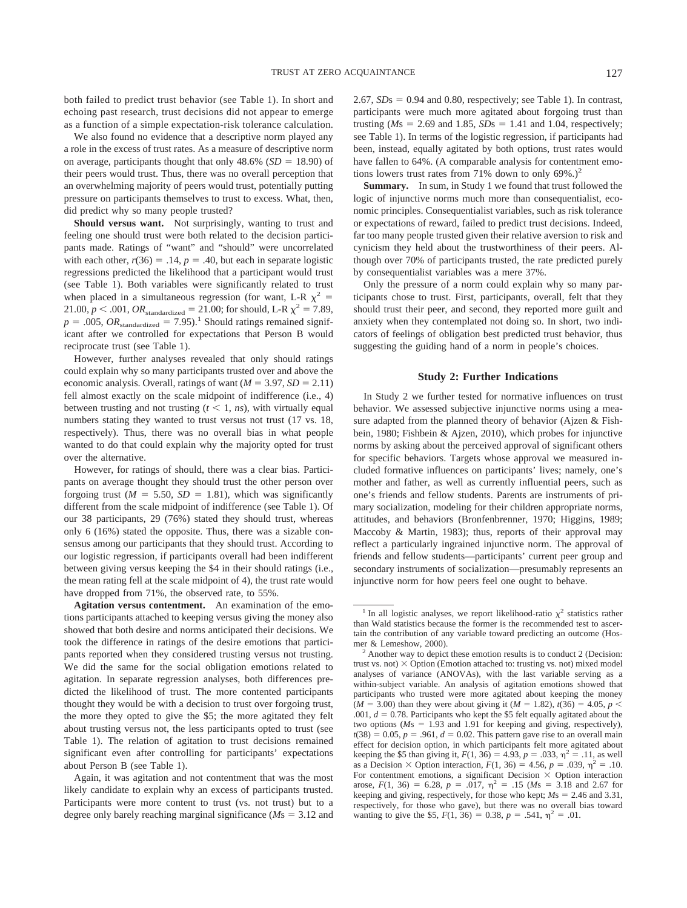both failed to predict trust behavior (see Table 1). In short and echoing past research, trust decisions did not appear to emerge as a function of a simple expectation-risk tolerance calculation.

We also found no evidence that a descriptive norm played any a role in the excess of trust rates. As a measure of descriptive norm on average, participants thought that only 48.6% ($SD = 18.90$) of their peers would trust. Thus, there was no overall perception that an overwhelming majority of peers would trust, potentially putting pressure on participants themselves to trust to excess. What, then, did predict why so many people trusted?

**Should versus want.** Not surprisingly, wanting to trust and feeling one should trust were both related to the decision participants made. Ratings of "want" and "should" were uncorrelated with each other, $r(36) = .14$, $p = .40$, but each in separate logistic regressions predicted the likelihood that a participant would trust (see Table 1). Both variables were significantly related to trust when placed in a simultaneous regression (for want, L-R $\chi^2 = 21.00$, $p < .001$, $OR_{\text{standardized}} = 21.00$; for should, L-R $\chi^2 = 7.89$, $p = .005$, $OR_{\text{standardized}} = 7.95$).[1] Should ratings remained significant after we controlled for expectations that Person B would reciprocate trust (see Table 1).

However, further analyses revealed that only should ratings could explain why so many participants trusted over and above the economic analysis. Overall, ratings of want ($M = 3.97$, $SD = 2.11$) fell almost exactly on the scale midpoint of indifference (i.e., 4) between trusting and not trusting ($t < 1$, *ns*), with virtually equal numbers stating they wanted to trust versus not trust (17 vs. 18, respectively). Thus, there was no overall bias in what people wanted to do that could explain why the majority opted for trust over the alternative.

However, for ratings of should, there was a clear bias. Participants on average thought they should trust the other person over forgoing trust ($M = 5.50$, $SD = 1.81$), which was significantly different from the scale midpoint of indifference (see Table 1). Of our 38 participants, 29 (76%) stated they should trust, whereas only 6 (16%) stated the opposite. Thus, there was a sizable consensus among our participants that they should trust. According to our logistic regression, if participants overall had been indifferent between giving versus keeping the $4 in their should ratings (i.e., the mean rating fell at the scale midpoint of 4), the trust rate would have dropped from 71%, the observed rate, to 55%.

**Agitation versus contentment.** An examination of the emotions participants attached to keeping versus giving the money also showed that both desire and norms anticipated their decisions. We took the difference in ratings of the desire emotions that participants reported when they considered trusting versus not trusting. We did the same for the social obligation emotions related to agitation. In separate regression analyses, both differences predicted the likelihood of trust. The more contented participants thought they would be with a decision to trust over forgoing trust, the more they opted to give the $5; the more agitated they felt about trusting versus not, the less participants opted to trust (see Table 1). The relation of agitation to trust decisions remained significant even after controlling for participants' expectations about Person B (see Table 1).

Again, it was agitation and not contentment that was the most likely candidate to explain why an excess of participants trusted. Participants were more content to trust (vs. not trust) but to a degree only barely reaching marginal significance ($M$s = 3.12 and 2.67, $SD$s = 0.94 and 0.80, respectively; see Table 1). In contrast, participants were much more agitated about forgoing trust than trusting ($M$s = 2.69 and 1.85, $SD$s = 1.41 and 1.04, respectively; see Table 1). In terms of the logistic regression, if participants had been, instead, equally agitated by both options, trust rates would have fallen to 64%. (A comparable analysis for contentment emotions lowers trust rates from 71% down to only 69%.)[2]

**Summary.** In sum, in Study 1 we found that trust followed the logic of injunctive norms much more than consequentialist, economic principles. Consequentialist variables, such as risk tolerance or expectations of reward, failed to predict trust decisions. Indeed, far too many people trusted given their relative aversion to risk and cynicism they held about the trustworthiness of their peers. Although over 70% of participants trusted, the rate predicted purely by consequentialist variables was a mere 37%.

Only the pressure of a norm could explain why so many participants chose to trust. First, participants, overall, felt that they should trust their peer, and second, they reported more guilt and anxiety when they contemplated not doing so. In short, two indicators of feelings of obligation best predicted trust behavior, thus suggesting the guiding hand of a norm in people's choices.

## Study 2: Further Indications

In Study 2 we further tested for normative influences on trust behavior. We assessed subjective injunctive norms using a measure adapted from the planned theory of behavior (Ajzen & Fishbein, 1980; Fishbein & Ajzen, 2010), which probes for injunctive norms by asking about the perceived approval of significant others for specific behaviors. Targets whose approval we measured included formative influences on participants' lives; namely, one's mother and father, as well as currently influential peers, such as one's friends and fellow students. Parents are instruments of primary socialization, modeling for their children appropriate norms, attitudes, and behaviors (Bronfenbrenner, 1970; Higgins, 1989; Maccoby & Martin, 1983); thus, reports of their approval may reflect a particularly ingrained injunctive norm. The approval of friends and fellow students—participants' current peer group and secondary instruments of socialization—presumably represents an injunctive norm for how peers feel one ought to behave.

---

[1] In all logistic analyses, we report likelihood-ratio $\chi^2$ statistics rather than Wald statistics because the former is the recommended test to ascertain the contribution of any variable toward predicting an outcome (Hosmer & Lemeshow, 2000).

[2] Another way to depict these emotion results is to conduct 2 (Decision: trust vs. not) × Option (Emotion attached to: trusting vs. not) mixed model analyses of variance (ANOVAs), with the last variable serving as a within-subject variable. An analysis of agitation emotions showed that participants who trusted were more agitated about keeping the money ($M = 3.00$) than they were about giving it ($M = 1.82$), $t(36) = 4.05$, $p < .001$, $d = 0.78$. Participants who kept the $5 felt equally agitated about the two options ($M$s = 1.93 and 1.91 for keeping and giving, respectively), $t(38) = 0.05$, $p = .961$, $d = 0.02$. This pattern gave rise to an overall main effect for decision option, in which participants felt more agitated about keeping the $5 than giving it, $F(1, 36) = 4.93$, $p = .033$, $\eta^2 = .11$, as well as a Decision × Option interaction, $F(1, 36) = 4.56$, $p = .039$, $\eta^2 = .10$. For contentment emotions, a significant Decision × Option interaction arose, $F(1, 36) = 6.28$, $p = .017$, $\eta^2 = .15$ ($M$s = 3.18 and 2.67 for keeping and giving, respectively, for those who kept; $M$s = 2.46 and 3.31, respectively, for those who gave), but there was no overall bias toward wanting to give the $5, $F(1, 36) = 0.38$, $p = .541$, $\eta^2 = .01$.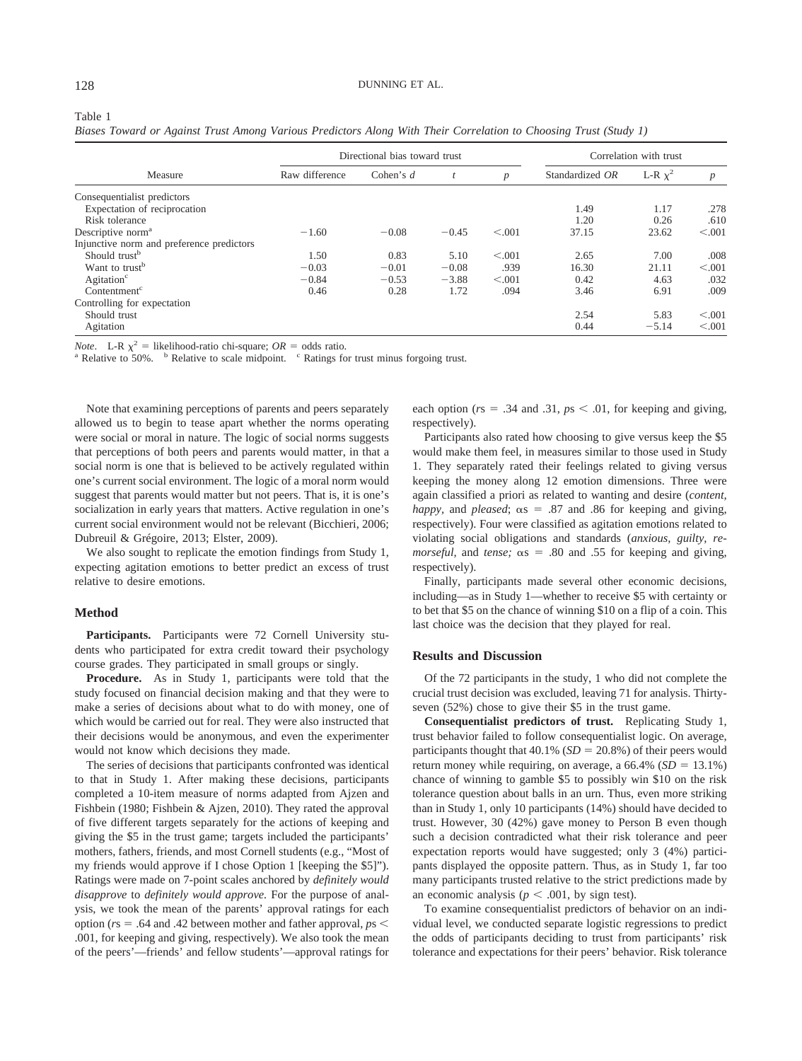Table 1

*Biases Toward or Against Trust Among Various Predictors Along With Their Correlation to Choosing Trust (Study 1)*

| Measure | Directional bias toward trust | | | | Correlation with trust | | |
|---|---|---|---|---|---|---|---|
| | Raw difference | Cohen's $d$ | $t$ | $p$ | Standardized $OR$ | L-R $\chi^2$ | $p$ |
| Consequentialist predictors | | | | | | | |
| Expectation of reciprocation | | | | | 1.49 | 1.17 | .278 |
| Risk tolerance | | | | | 1.20 | 0.26 | .610 |
| Descriptive norm[a] | −1.60 | −0.08 | −0.45 | <.001 | 37.15 | 23.62 | <.001 |
| Injunctive norm and preference predictors | | | | | | | |
| Should trust[b] | 1.50 | 0.83 | 5.10 | <.001 | 2.65 | 7.00 | .008 |
| Want to trust[b] | −0.03 | −0.01 | −0.08 | .939 | 16.30 | 21.11 | <.001 |
| Agitation[c] | −0.84 | −0.53 | −3.88 | <.001 | 0.42 | 4.63 | .032 |
| Contentment[c] | 0.46 | 0.28 | 1.72 | .094 | 3.46 | 6.91 | .009 |
| Controlling for expectation | | | | | | | |
| Should trust | | | | | 2.54 | 5.83 | <.001 |
| Agitation | | | | | 0.44 | −5.14 | <.001 |

*Note*. L-R $\chi^2$ = likelihood-ratio chi-square; $OR$ = odds ratio.
[a] Relative to 50%. [b] Relative to scale midpoint. [c] Ratings for trust minus forgoing trust.

Note that examining perceptions of parents and peers separately allowed us to begin to tease apart whether the norms operating were social or moral in nature. The logic of social norms suggests that perceptions of both peers and parents would matter, in that a social norm is one that is believed to be actively regulated within one's current social environment. The logic of a moral norm would suggest that parents would matter but not peers. That is, it is one's socialization in early years that matters. Active regulation in one's current social environment would not be relevant (Bicchieri, 2006; Dubreuil & Grégoire, 2013; Elster, 2009).

We also sought to replicate the emotion findings from Study 1, expecting agitation emotions to better predict an excess of trust relative to desire emotions.

## Method

**Participants.** Participants were 72 Cornell University students who participated for extra credit toward their psychology course grades. They participated in small groups or singly.

**Procedure.** As in Study 1, participants were told that the study focused on financial decision making and that they were to make a series of decisions about what to do with money, one of which would be carried out for real. They were also instructed that their decisions would be anonymous, and even the experimenter would not know which decisions they made.

The series of decisions that participants confronted was identical to that in Study 1. After making these decisions, participants completed a 10-item measure of norms adapted from Ajzen and Fishbein (1980; Fishbein & Ajzen, 2010). They rated the approval of five different targets separately for the actions of keeping and giving the $5 in the trust game; targets included the participants' mothers, fathers, friends, and most Cornell students (e.g., "Most of my friends would approve if I chose Option 1 [keeping the $5]"). Ratings were made on 7-point scales anchored by *definitely would disapprove* to *definitely would approve.* For the purpose of analysis, we took the mean of the parents' approval ratings for each option ($r$s = .64 and .42 between mother and father approval, $p$s < .001, for keeping and giving, respectively). We also took the mean of the peers'—friends' and fellow students'—approval ratings for each option ($r$s = .34 and .31, $p$s < .01, for keeping and giving, respectively).

Participants also rated how choosing to give versus keep the $5 would make them feel, in measures similar to those used in Study 1. They separately rated their feelings related to giving versus keeping the money along 12 emotion dimensions. Three were again classified a priori as related to wanting and desire (*content, happy,* and *pleased*; $\alpha$s = .87 and .86 for keeping and giving, respectively). Four were classified as agitation emotions related to violating social obligations and standards (*anxious, guilty, remorseful,* and *tense;* $\alpha$s = .80 and .55 for keeping and giving, respectively).

Finally, participants made several other economic decisions, including—as in Study 1—whether to receive $5 with certainty or to bet that $5 on the chance of winning $10 on a flip of a coin. This last choice was the decision that they played for real.

## Results and Discussion

Of the 72 participants in the study, 1 who did not complete the crucial trust decision was excluded, leaving 71 for analysis. Thirty-seven (52%) chose to give their $5 in the trust game.

**Consequentialist predictors of trust.** Replicating Study 1, trust behavior failed to follow consequentialist logic. On average, participants thought that 40.1% ($SD$ = 20.8%) of their peers would return money while requiring, on average, a 66.4% ($SD$ = 13.1%) chance of winning to gamble $5 to possibly win $10 on the risk tolerance question about balls in an urn. Thus, even more striking than in Study 1, only 10 participants (14%) should have decided to trust. However, 30 (42%) gave money to Person B even though such a decision contradicted what their risk tolerance and peer expectation reports would have suggested; only 3 (4%) participants displayed the opposite pattern. Thus, as in Study 1, far too many participants trusted relative to the strict predictions made by an economic analysis ($p$ < .001, by sign test).

To examine consequentialist predictors of behavior on an individual level, we conducted separate logistic regressions to predict the odds of participants deciding to trust from participants' risk tolerance and expectations for their peers' behavior. Risk tolerance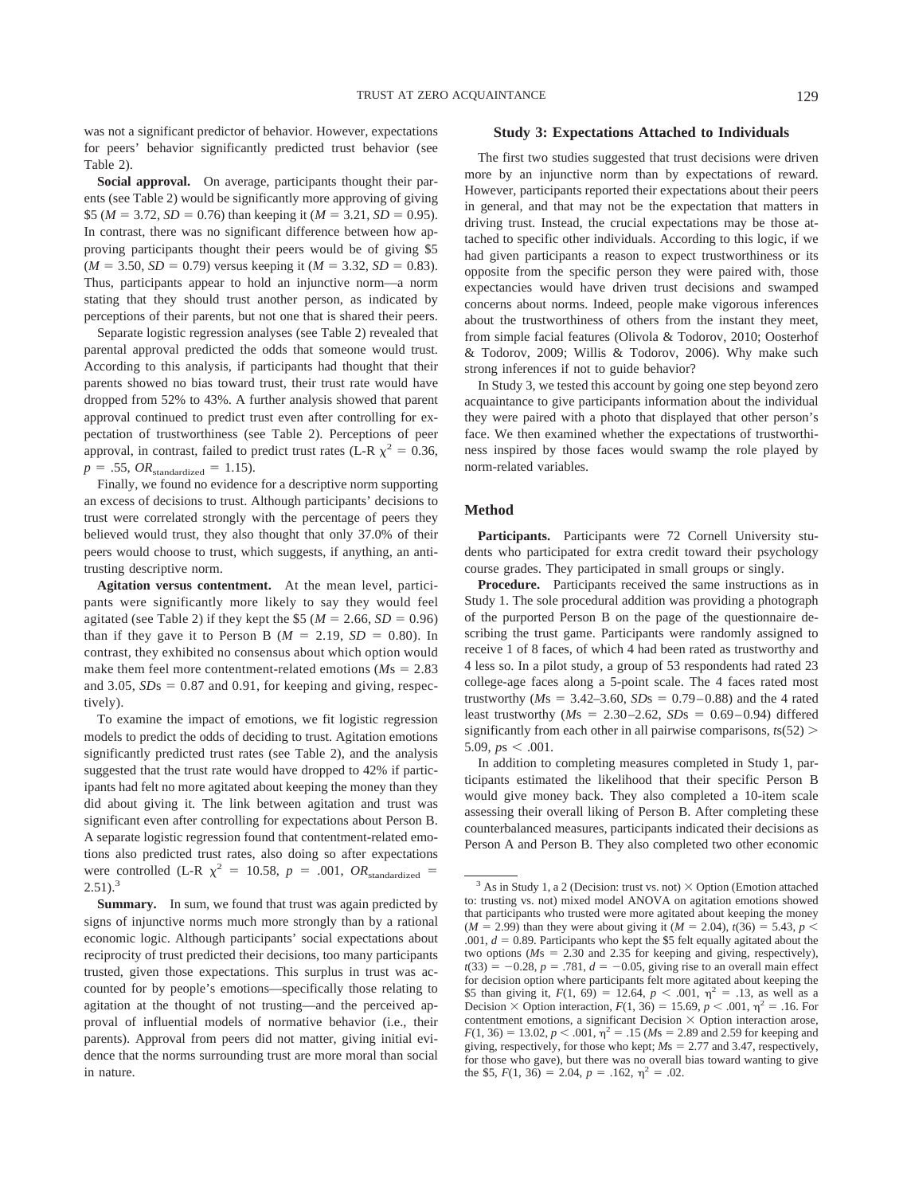was not a significant predictor of behavior. However, expectations for peers' behavior significantly predicted trust behavior (see Table 2).

**Social approval.** On average, participants thought their parents (see Table 2) would be significantly more approving of giving \$5 ($M = 3.72$, $SD = 0.76$) than keeping it ($M = 3.21$, $SD = 0.95$). In contrast, there was no significant difference between how approving participants thought their peers would be of giving \$5 ($M = 3.50$, $SD = 0.79$) versus keeping it ($M = 3.32$, $SD = 0.83$). Thus, participants appear to hold an injunctive norm—a norm stating that they should trust another person, as indicated by perceptions of their parents, but not one that is shared their peers.

Separate logistic regression analyses (see Table 2) revealed that parental approval predicted the odds that someone would trust. According to this analysis, if participants had thought that their parents showed no bias toward trust, their trust rate would have dropped from 52% to 43%. A further analysis showed that parent approval continued to predict trust even after controlling for expectation of trustworthiness (see Table 2). Perceptions of peer approval, in contrast, failed to predict trust rates (L-R $\chi^2 = 0.36$, $p = .55$, $OR_{\text{standardized}} = 1.15$).

Finally, we found no evidence for a descriptive norm supporting an excess of decisions to trust. Although participants' decisions to trust were correlated strongly with the percentage of peers they believed would trust, they also thought that only 37.0% of their peers would choose to trust, which suggests, if anything, an anti-trusting descriptive norm.

**Agitation versus contentment.** At the mean level, participants were significantly more likely to say they would feel agitated (see Table 2) if they kept the \$5 ($M = 2.66$, $SD = 0.96$) than if they gave it to Person B ($M = 2.19$, $SD = 0.80$). In contrast, they exhibited no consensus about which option would make them feel more contentment-related emotions ($M$s $= 2.83$ and 3.05, $SD$s $= 0.87$ and 0.91, for keeping and giving, respectively).

To examine the impact of emotions, we fit logistic regression models to predict the odds of deciding to trust. Agitation emotions significantly predicted trust rates (see Table 2), and the analysis suggested that the trust rate would have dropped to 42% if participants had felt no more agitated about keeping the money than they did about giving it. The link between agitation and trust was significant even after controlling for expectations about Person B. A separate logistic regression found that contentment-related emotions also predicted trust rates, also doing so after expectations were controlled (L-R $\chi^2 = 10.58$, $p = .001$, $OR_{\text{standardized}} = 2.51$).[3]

**Summary.** In sum, we found that trust was again predicted by signs of injunctive norms much more strongly than by a rational economic logic. Although participants' social expectations about reciprocity of trust predicted their decisions, too many participants trusted, given those expectations. This surplus in trust was accounted for by people's emotions—specifically those relating to agitation at the thought of not trusting—and the perceived approval of influential models of normative behavior (i.e., their parents). Approval from peers did not matter, giving initial evidence that the norms surrounding trust are more moral than social in nature.

## Study 3: Expectations Attached to Individuals

The first two studies suggested that trust decisions were driven more by an injunctive norm than by expectations of reward. However, participants reported their expectations about their peers in general, and that may not be the expectation that matters in driving trust. Instead, the crucial expectations may be those attached to specific other individuals. According to this logic, if we had given participants a reason to expect trustworthiness or its opposite from the specific person they were paired with, those expectancies would have driven trust decisions and swamped concerns about norms. Indeed, people make vigorous inferences about the trustworthiness of others from the instant they meet, from simple facial features (Olivola & Todorov, 2010; Oosterhof & Todorov, 2009; Willis & Todorov, 2006). Why make such strong inferences if not to guide behavior?

In Study 3, we tested this account by going one step beyond zero acquaintance to give participants information about the individual they were paired with a photo that displayed that other person's face. We then examined whether the expectations of trustworthiness inspired by those faces would swamp the role played by norm-related variables.

### Method

**Participants.** Participants were 72 Cornell University students who participated for extra credit toward their psychology course grades. They participated in small groups or singly.

**Procedure.** Participants received the same instructions as in Study 1. The sole procedural addition was providing a photograph of the purported Person B on the page of the questionnaire describing the trust game. Participants were randomly assigned to receive 1 of 8 faces, of which 4 had been rated as trustworthy and 4 less so. In a pilot study, a group of 53 respondents had rated 23 college-age faces along a 5-point scale. The 4 faces rated most trustworthy ($M$s $= 3.42$–$3.60$, $SD$s $= 0.79$–$0.88$) and the 4 rated least trustworthy ($M$s $= 2.30$–$2.62$, $SD$s $= 0.69$–$0.94$) differed significantly from each other in all pairwise comparisons, $t$s$(52) > 5.09$, $p$s $< .001$.

In addition to completing measures completed in Study 1, participants estimated the likelihood that their specific Person B would give money back. They also completed a 10-item scale assessing their overall liking of Person B. After completing these counterbalanced measures, participants indicated their decisions as Person A and Person B. They also completed two other economic

---

[3] As in Study 1, a 2 (Decision: trust vs. not) × Option (Emotion attached to: trusting vs. not) mixed model ANOVA on agitation emotions showed that participants who trusted were more agitated about keeping the money ($M = 2.99$) than they were about giving it ($M = 2.04$), $t(36) = 5.43$, $p < .001$, $d = 0.89$. Participants who kept the \$5 felt equally agitated about the two options ($M$s $= 2.30$ and 2.35 for keeping and giving, respectively), $t(33) = -0.28$, $p = .781$, $d = -0.05$, giving rise to an overall main effect for decision option where participants felt more agitated about keeping the \$5 than giving it, $F(1, 69) = 12.64$, $p < .001$, $\eta^2 = .13$, as well as a Decision × Option interaction, $F(1, 36) = 15.69$, $p < .001$, $\eta^2 = .16$. For contentment emotions, a significant Decision × Option interaction arose, $F(1, 36) = 13.02$, $p < .001$, $\eta^2 = .15$ ($M$s $= 2.89$ and 2.59 for keeping and giving, respectively, for those who kept; $M$s $= 2.77$ and 3.47, respectively, for those who gave), but there was no overall bias toward wanting to give the \$5, $F(1, 36) = 2.04$, $p = .162$, $\eta^2 = .02$.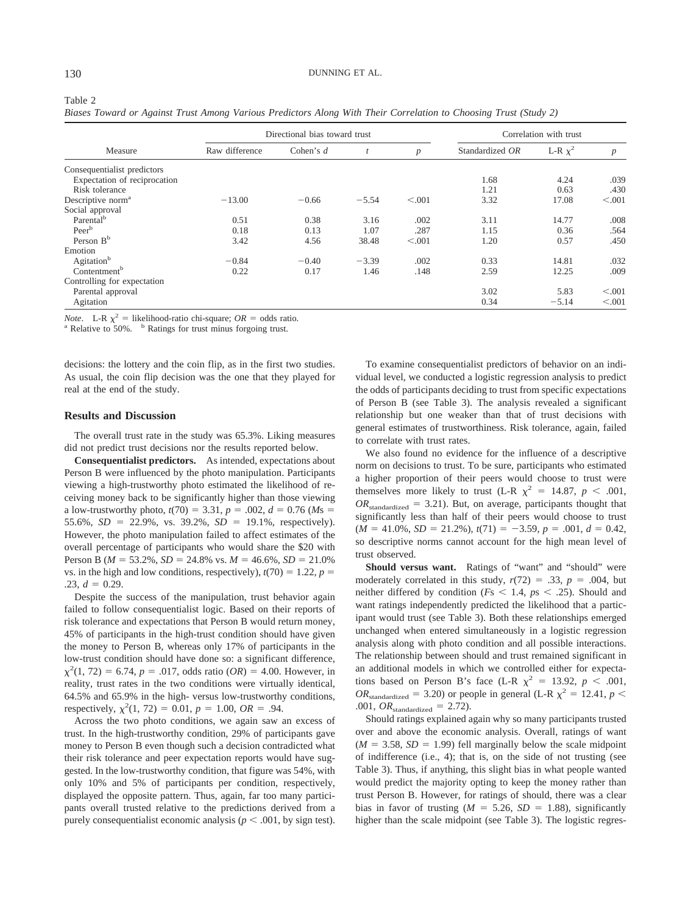Table 2
*Biases Toward or Against Trust Among Various Predictors Along With Their Correlation to Choosing Trust (Study 2)*

| Measure | Directional bias toward trust | | | | Correlation with trust | | |
|---|---|---|---|---|---|---|---|
| | Raw difference | Cohen's $d$ | $t$ | $p$ | Standardized $OR$ | L-R $\chi^2$ | $p$ |
| Consequentialist predictors | | | | | | | |
| Expectation of reciprocation | | | | | 1.68 | 4.24 | .039 |
| Risk tolerance | | | | | 1.21 | 0.63 | .430 |
| Descriptive norm[a] | −13.00 | −0.66 | −5.54 | <.001 | 3.32 | 17.08 | <.001 |
| Social approval | | | | | | | |
| Parental[b] | 0.51 | 0.38 | 3.16 | .002 | 3.11 | 14.77 | .008 |
| Peer[b] | 0.18 | 0.13 | 1.07 | .287 | 1.15 | 0.36 | .564 |
| Person B[b] | 3.42 | 4.56 | 38.48 | <.001 | 1.20 | 0.57 | .450 |
| Emotion | | | | | | | |
| Agitation[b] | −0.84 | −0.40 | −3.39 | .002 | 0.33 | 14.81 | .032 |
| Contentment[b] | 0.22 | 0.17 | 1.46 | .148 | 2.59 | 12.25 | .009 |
| Controlling for expectation | | | | | | | |
| Parental approval | | | | | 3.02 | 5.83 | <.001 |
| Agitation | | | | | 0.34 | −5.14 | <.001 |

*Note*. L-R $\chi^2$ = likelihood-ratio chi-square; $OR$ = odds ratio.
[a] Relative to 50%. [b] Ratings for trust minus forgoing trust.

decisions: the lottery and the coin flip, as in the first two studies. As usual, the coin flip decision was the one that they played for real at the end of the study.

### Results and Discussion

The overall trust rate in the study was 65.3%. Liking measures did not predict trust decisions nor the results reported below.

**Consequentialist predictors.** As intended, expectations about Person B were influenced by the photo manipulation. Participants viewing a high-trustworthy photo estimated the likelihood of receiving money back to be significantly higher than those viewing a low-trustworthy photo, $t(70) = 3.31$, $p = .002$, $d = 0.76$ ($M$s = 55.6%, $SD$ = 22.9%, vs. 39.2%, $SD$ = 19.1%, respectively). However, the photo manipulation failed to affect estimates of the overall percentage of participants who would share the $20 with Person B ($M$ = 53.2%, $SD$ = 24.8% vs. $M$ = 46.6%, $SD$ = 21.0% vs. in the high and low conditions, respectively), $t(70) = 1.22$, $p = .23$, $d = 0.29$.

Despite the success of the manipulation, trust behavior again failed to follow consequentialist logic. Based on their reports of risk tolerance and expectations that Person B would return money, 45% of participants in the high-trust condition should have given the money to Person B, whereas only 17% of participants in the low-trust condition should have done so: a significant difference, $\chi^2(1, 72) = 6.74$, $p = .017$, odds ratio ($OR$) = 4.00. However, in reality, trust rates in the two conditions were virtually identical, 64.5% and 65.9% in the high- versus low-trustworthy conditions, respectively, $\chi^2(1, 72) = 0.01$, $p = 1.00$, $OR = .94$.

Across the two photo conditions, we again saw an excess of trust. In the high-trustworthy condition, 29% of participants gave money to Person B even though such a decision contradicted what their risk tolerance and peer expectation reports would have suggested. In the low-trustworthy condition, that figure was 54%, with only 10% and 5% of participants per condition, respectively, displayed the opposite pattern. Thus, again, far too many participants overall trusted relative to the predictions derived from a purely consequentialist economic analysis ($p < .001$, by sign test).

To examine consequentialist predictors of behavior on an individual level, we conducted a logistic regression analysis to predict the odds of participants deciding to trust from specific expectations of Person B (see Table 3). The analysis revealed a significant relationship but one weaker than that of trust decisions with general estimates of trustworthiness. Risk tolerance, again, failed to correlate with trust rates.

We also found no evidence for the influence of a descriptive norm on decisions to trust. To be sure, participants who estimated a higher proportion of their peers would choose to trust were themselves more likely to trust (L-R $\chi^2 = 14.87$, $p < .001$, $OR_{\text{standardized}} = 3.21$). But, on average, participants thought that significantly less than half of their peers would choose to trust ($M$ = 41.0%, $SD$ = 21.2%), $t(71) = -3.59$, $p = .001$, $d = 0.42$, so descriptive norms cannot account for the high mean level of trust observed.

**Should versus want.** Ratings of "want" and "should" were moderately correlated in this study, $r(72) = .33$, $p = .004$, but neither differed by condition ($F$s < 1.4, $p$s < .25). Should and want ratings independently predicted the likelihood that a participant would trust (see Table 3). Both these relationships emerged unchanged when entered simultaneously in a logistic regression analysis along with photo condition and all possible interactions. The relationship between should and trust remained significant in an additional models in which we controlled either for expectations based on Person B's face (L-R $\chi^2 = 13.92$, $p < .001$, $OR_{\text{standardized}} = 3.20$) or people in general (L-R $\chi^2 = 12.41$, $p < .001$, $OR_{\text{standardized}} = 2.72$).

Should ratings explained again why so many participants trusted over and above the economic analysis. Overall, ratings of want ($M = 3.58$, $SD = 1.99$) fell marginally below the scale midpoint of indifference (i.e., 4); that is, on the side of not trusting (see Table 3). Thus, if anything, this slight bias in what people wanted would predict the majority opting to keep the money rather than trust Person B. However, for ratings of should, there was a clear bias in favor of trusting ($M = 5.26$, $SD = 1.88$), significantly higher than the scale midpoint (see Table 3). The logistic regres-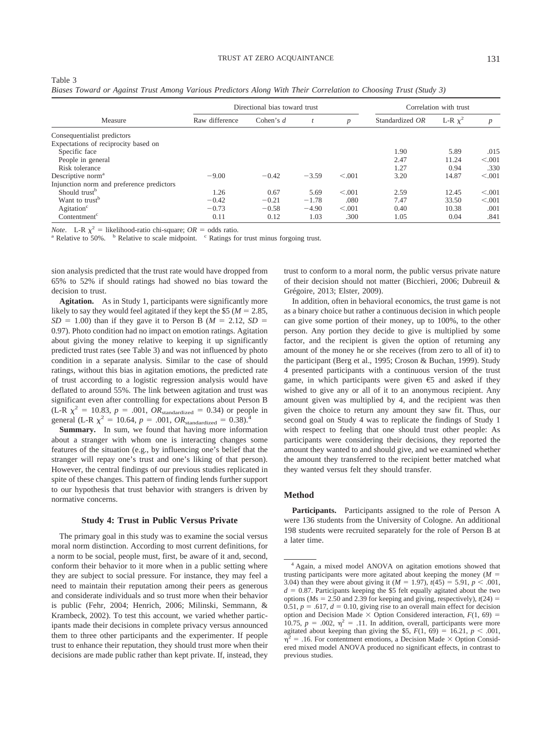Table 3
*Biases Toward or Against Trust Among Various Predictors Along With Their Correlation to Choosing Trust (Study 3)*

| Measure | Directional bias toward trust | | | | Correlation with trust | | |
|---|---|---|---|---|---|---|---|
| | Raw difference | Cohen's *d* | *t* | *p* | Standardized *OR* | L-R $\chi^2$ | *p* |
| Consequentialist predictors | | | | | | | |
| Expectations of reciprocity based on | | | | | | | |
| Specific face | | | | | 1.90 | 5.89 | .015 |
| People in general | | | | | 2.47 | 11.24 | <.001 |
| Risk tolerance | | | | | 1.27 | 0.94 | .330 |
| Descriptive norm[a] | −9.00 | −0.42 | −3.59 | <.001 | 3.20 | 14.87 | <.001 |
| Injunction norm and preference predictors | | | | | | | |
| Should trust[b] | 1.26 | 0.67 | 5.69 | <.001 | 2.59 | 12.45 | <.001 |
| Want to trust[b] | −0.42 | −0.21 | −1.78 | .080 | 7.47 | 33.50 | <.001 |
| Agitation[c] | −0.73 | −0.58 | −4.90 | <.001 | 0.40 | 10.38 | .001 |
| Contentment[c] | 0.11 | 0.12 | 1.03 | .300 | 1.05 | 0.04 | .841 |

*Note*. L-R $\chi^2$ = likelihood-ratio chi-square; *OR* = odds ratio.
[a] Relative to 50%. [b] Relative to scale midpoint. [c] Ratings for trust minus forgoing trust.

sion analysis predicted that the trust rate would have dropped from 65% to 52% if should ratings had showed no bias toward the decision to trust.

**Agitation.** As in Study 1, participants were significantly more likely to say they would feel agitated if they kept the \$5 ($M = 2.85$, $SD = 1.00$) than if they gave it to Person B ($M = 2.12$, $SD = 0.97$). Photo condition had no impact on emotion ratings. Agitation about giving the money relative to keeping it up significantly predicted trust rates (see Table 3) and was not influenced by photo condition in a separate analysis. Similar to the case of should ratings, without this bias in agitation emotions, the predicted rate of trust according to a logistic regression analysis would have deflated to around 55%. The link between agitation and trust was significant even after controlling for expectations about Person B (L-R $\chi^2 = 10.83$, $p = .001$, $OR_{\text{standardized}} = 0.34$) or people in general (L-R $\chi^2 = 10.64$, $p = .001$, $OR_{\text{standardized}} = 0.38$).[4]

**Summary.** In sum, we found that having more information about a stranger with whom one is interacting changes some features of the situation (e.g., by influencing one's belief that the stranger will repay one's trust and one's liking of that person). However, the central findings of our previous studies replicated in spite of these changes. This pattern of finding lends further support to our hypothesis that trust behavior with strangers is driven by normative concerns.

## Study 4: Trust in Public Versus Private

The primary goal in this study was to examine the social versus moral norm distinction. According to most current definitions, for a norm to be social, people must, first, be aware of it and, second, conform their behavior to it more when in a public setting where they are subject to social pressure. For instance, they may feel a need to maintain their reputation among their peers as generous and considerate individuals and so trust more when their behavior is public (Fehr, 2004; Henrich, 2006; Milinski, Semmann, & Krambeck, 2002). To test this account, we varied whether participants made their decisions in complete privacy versus announced them to three other participants and the experimenter. If people trust to enhance their reputation, they should trust more when their decisions are made public rather than kept private. If, instead, they trust to conform to a moral norm, the public versus private nature of their decision should not matter (Bicchieri, 2006; Dubreuil & Grégoire, 2013; Elster, 2009).

In addition, often in behavioral economics, the trust game is not as a binary choice but rather a continuous decision in which people can give some portion of their money, up to 100%, to the other person. Any portion they decide to give is multiplied by some factor, and the recipient is given the option of returning any amount of the money he or she receives (from zero to all of it) to the participant (Berg et al., 1995; Croson & Buchan, 1999). Study 4 presented participants with a continuous version of the trust game, in which participants were given €5 and asked if they wished to give any or all of it to an anonymous recipient. Any amount given was multiplied by 4, and the recipient was then given the choice to return any amount they saw fit. Thus, our second goal on Study 4 was to replicate the findings of Study 1 with respect to feeling that one should trust other people: As participants were considering their decisions, they reported the amount they wanted to and should give, and we examined whether the amount they transferred to the recipient better matched what they wanted versus felt they should transfer.

### Method

**Participants.** Participants assigned to the role of Person A were 136 students from the University of Cologne. An additional 198 students were recruited separately for the role of Person B at a later time.

[4] Again, a mixed model ANOVA on agitation emotions showed that trusting participants were more agitated about keeping the money ($M = 3.04$) than they were about giving it ($M = 1.97$), $t(45) = 5.91$, $p < .001$, $d = 0.87$. Participants keeping the \$5 felt equally agitated about the two options ($Ms = 2.50$ and 2.39 for keeping and giving, respectively), $t(24) = 0.51$, $p = .617$, $d = 0.10$, giving rise to an overall main effect for decision option and Decision Made × Option Considered interaction, $F(1, 69) = 10.75$, $p = .002$, $\eta^2 = .11$. In addition, overall, participants were more agitated about keeping than giving the \$5, $F(1, 69) = 16.21$, $p < .001$, $\eta^2 = .16$. For contentment emotions, a Decision Made × Option Considered mixed model ANOVA produced no significant effects, in contrast to previous studies.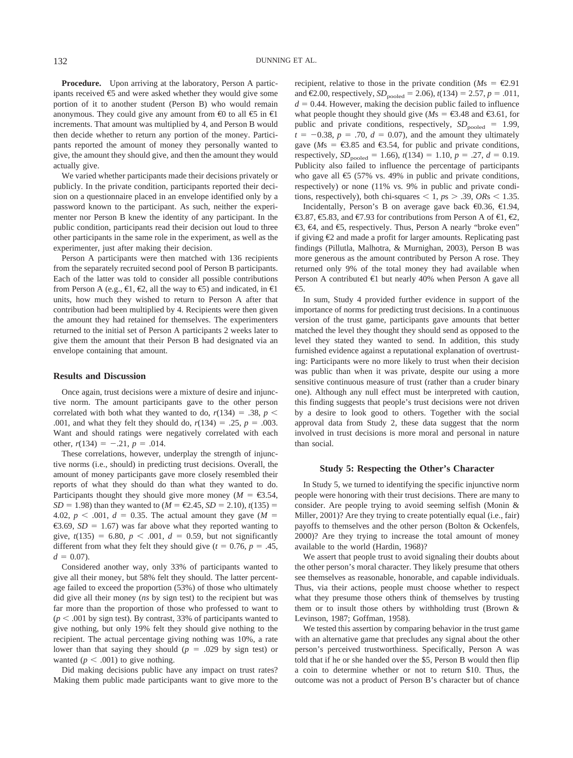**Procedure.** Upon arriving at the laboratory, Person A participants received €5 and were asked whether they would give some portion of it to another student (Person B) who would remain anonymous. They could give any amount from €0 to all €5 in €1 increments. That amount was multiplied by 4, and Person B would then decide whether to return any portion of the money. Participants reported the amount of money they personally wanted to give, the amount they should give, and then the amount they would actually give.

We varied whether participants made their decisions privately or publicly. In the private condition, participants reported their decision on a questionnaire placed in an envelope identified only by a password known to the participant. As such, neither the experimenter nor Person B knew the identity of any participant. In the public condition, participants read their decision out loud to three other participants in the same role in the experiment, as well as the experimenter, just after making their decision.

Person A participants were then matched with 136 recipients from the separately recruited second pool of Person B participants. Each of the latter was told to consider all possible contributions from Person A (e.g., €1, €2, all the way to €5) and indicated, in €1 units, how much they wished to return to Person A after that contribution had been multiplied by 4. Recipients were then given the amount they had retained for themselves. The experimenters returned to the initial set of Person A participants 2 weeks later to give them the amount that their Person B had designated via an envelope containing that amount.

### Results and Discussion

Once again, trust decisions were a mixture of desire and injunctive norm. The amount participants gave to the other person correlated with both what they wanted to do, $r(134) = .38$, $p < .001$, and what they felt they should do, $r(134) = .25$, $p = .003$. Want and should ratings were negatively correlated with each other, $r(134) = -.21$, $p = .014$.

These correlations, however, underplay the strength of injunctive norms (i.e., should) in predicting trust decisions. Overall, the amount of money participants gave more closely resembled their reports of what they should do than what they wanted to do. Participants thought they should give more money ($M$ = €3.54, $SD = 1.98$) than they wanted to ($M$ = €2.45, $SD = 2.10$), $t(135) = 4.02$, $p < .001$, $d = 0.35$. The actual amount they gave ($M$ = €3.69, $SD = 1.67$) was far above what they reported wanting to give, $t(135) = 6.80$, $p < .001$, $d = 0.59$, but not significantly different from what they felt they should give ($t = 0.76$, $p = .45$, $d = 0.07$).

Considered another way, only 33% of participants wanted to give all their money, but 58% felt they should. The latter percentage failed to exceed the proportion (53%) of those who ultimately did give all their money (*ns* by sign test) to the recipient but was far more than the proportion of those who professed to want to ($p < .001$ by sign test). By contrast, 33% of participants wanted to give nothing, but only 19% felt they should give nothing to the recipient. The actual percentage giving nothing was 10%, a rate lower than that saying they should ($p = .029$ by sign test) or wanted ($p < .001$) to give nothing.

Did making decisions public have any impact on trust rates? Making them public made participants want to give more to the recipient, relative to those in the private condition ($M$s = €2.91 and €2.00, respectively, $SD_{\text{pooled}} = 2.06$), $t(134) = 2.57$, $p = .011$, $d = 0.44$. However, making the decision public failed to influence what people thought they should give ($M$s = €3.48 and €3.61, for public and private conditions, respectively, $SD_{\text{pooled}} = 1.99$, $t = -0.38$, $p = .70$, $d = 0.07$), and the amount they ultimately gave ($M$s = €3.85 and €3.54, for public and private conditions, respectively, $SD_{\text{pooled}} = 1.66$), $t(134) = 1.10$, $p = .27$, $d = 0.19$. Publicity also failed to influence the percentage of participants who gave all €5 (57% vs. 49% in public and private conditions, respectively) or none (11% vs. 9% in public and private conditions, respectively), both chi-squares $< 1$, $p$s $> .39$, $OR$s $< 1.35$.

Incidentally, Person's B on average gave back €0.36, €1.94, €3.87, €5.83, and €7.93 for contributions from Person A of €1, €2, €3, €4, and €5, respectively. Thus, Person A nearly "broke even" if giving €2 and made a profit for larger amounts. Replicating past findings (Pillutla, Malhotra, & Murnighan, 2003), Person B was more generous as the amount contributed by Person A rose. They returned only 9% of the total money they had available when Person A contributed €1 but nearly 40% when Person A gave all €5.

In sum, Study 4 provided further evidence in support of the importance of norms for predicting trust decisions. In a continuous version of the trust game, participants gave amounts that better matched the level they thought they should send as opposed to the level they stated they wanted to send. In addition, this study furnished evidence against a reputational explanation of overtrusting: Participants were no more likely to trust when their decision was public than when it was private, despite our using a more sensitive continuous measure of trust (rather than a cruder binary one). Although any null effect must be interpreted with caution, this finding suggests that people's trust decisions were not driven by a desire to look good to others. Together with the social approval data from Study 2, these data suggest that the norm involved in trust decisions is more moral and personal in nature than social.

## Study 5: Respecting the Other's Character

In Study 5, we turned to identifying the specific injunctive norm people were honoring with their trust decisions. There are many to consider. Are people trying to avoid seeming selfish (Monin & Miller, 2001)? Are they trying to create potentially equal (i.e., fair) payoffs to themselves and the other person (Bolton & Ockenfels, 2000)? Are they trying to increase the total amount of money available to the world (Hardin, 1968)?

We assert that people trust to avoid signaling their doubts about the other person's moral character. They likely presume that others see themselves as reasonable, honorable, and capable individuals. Thus, via their actions, people must choose whether to respect what they presume those others think of themselves by trusting them or to insult those others by withholding trust (Brown & Levinson, 1987; Goffman, 1958).

We tested this assertion by comparing behavior in the trust game with an alternative game that precludes any signal about the other person's perceived trustworthiness. Specifically, Person A was told that if he or she handed over the $5, Person B would then flip a coin to determine whether or not to return $10. Thus, the outcome was not a product of Person B's character but of chance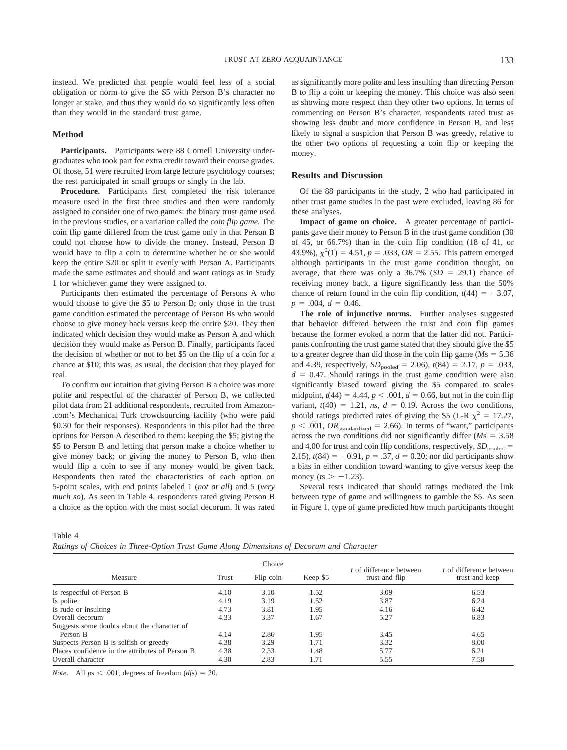instead. We predicted that people would feel less of a social obligation or norm to give the $5 with Person B's character no longer at stake, and thus they would do so significantly less often than they would in the standard trust game.

## Method

**Participants.** Participants were 88 Cornell University undergraduates who took part for extra credit toward their course grades. Of those, 51 were recruited from large lecture psychology courses; the rest participated in small groups or singly in the lab.

**Procedure.** Participants first completed the risk tolerance measure used in the first three studies and then were randomly assigned to consider one of two games: the binary trust game used in the previous studies, or a variation called the *coin flip game.* The coin flip game differed from the trust game only in that Person B could not choose how to divide the money. Instead, Person B would have to flip a coin to determine whether he or she would keep the entire $20 or split it evenly with Person A. Participants made the same estimates and should and want ratings as in Study 1 for whichever game they were assigned to.

Participants then estimated the percentage of Persons A who would choose to give the $5 to Person B; only those in the trust game condition estimated the percentage of Person Bs who would choose to give money back versus keep the entire $20. They then indicated which decision they would make as Person A and which decision they would make as Person B. Finally, participants faced the decision of whether or not to bet $5 on the flip of a coin for a chance at $10; this was, as usual, the decision that they played for real.

To confirm our intuition that giving Person B a choice was more polite and respectful of the character of Person B, we collected pilot data from 21 additional respondents, recruited from Amazon.com's Mechanical Turk crowdsourcing facility (who were paid $0.30 for their responses). Respondents in this pilot had the three options for Person A described to them: keeping the $5; giving the $5 to Person B and letting that person make a choice whether to give money back; or giving the money to Person B, who then would flip a coin to see if any money would be given back. Respondents then rated the characteristics of each option on 5-point scales, with end points labeled 1 (*not at all*) and 5 (*very much so*). As seen in Table 4, respondents rated giving Person B a choice as the option with the most social decorum. It was rated as significantly more polite and less insulting than directing Person B to flip a coin or keeping the money. This choice was also seen as showing more respect than they other two options. In terms of commenting on Person B's character, respondents rated trust as showing less doubt and more confidence in Person B, and less likely to signal a suspicion that Person B was greedy, relative to the other two options of requesting a coin flip or keeping the money.

## Results and Discussion

Of the 88 participants in the study, 2 who had participated in other trust game studies in the past were excluded, leaving 86 for these analyses.

**Impact of game on choice.** A greater percentage of participants gave their money to Person B in the trust game condition (30 of 45, or 66.7%) than in the coin flip condition (18 of 41, or 43.9%), $\chi^2(1) = 4.51$, $p = .033$, $OR = 2.55$. This pattern emerged although participants in the trust game condition thought, on average, that there was only a 36.7% ($SD = 29.1$) chance of receiving money back, a figure significantly less than the 50% chance of return found in the coin flip condition, $t(44) = -3.07$, $p = .004$, $d = 0.46$.

**The role of injunctive norms.** Further analyses suggested that behavior differed between the trust and coin flip games because the former evoked a norm that the latter did not. Participants confronting the trust game stated that they should give the $5 to a greater degree than did those in the coin flip game ($M$s = 5.36 and 4.39, respectively, $SD_{\text{pooled}} = 2.06$), $t(84) = 2.17$, $p = .033$, $d = 0.47$. Should ratings in the trust game condition were also significantly biased toward giving the $5 compared to scales midpoint, $t(44) = 4.44$, $p < .001$, $d = 0.66$, but not in the coin flip variant, $t(40) = 1.21$, *ns*, $d = 0.19$. Across the two conditions, should ratings predicted rates of giving the $5 (L-R $\chi^2 = 17.27$, $p < .001$, $OR_{\text{standardized}} = 2.66$). In terms of "want," participants across the two conditions did not significantly differ ($M$s = 3.58 and 4.00 for trust and coin flip conditions, respectively, $SD_{\text{pooled}} = 2.15$), $t(84) = -0.91$, $p = .37$, $d = 0.20$; nor did participants show a bias in either condition toward wanting to give versus keep the money ($t$s $> -1.23$).

Several tests indicated that should ratings mediated the link between type of game and willingness to gamble the $5. As seen in Figure 1, type of game predicted how much participants thought

Table 4
*Ratings of Choices in Three-Option Trust Game Along Dimensions of Decorum and Character*

| Measure | Choice: Trust | Choice: Flip coin | Choice: Keep $5 | *t* of difference between trust and flip | *t* of difference between trust and keep |
|---|---|---|---|---|---|
| Is respectful of Person B | 4.10 | 3.10 | 1.52 | 3.09 | 6.53 |
| Is polite | 4.19 | 3.19 | 1.52 | 3.87 | 6.24 |
| Is rude or insulting | 4.73 | 3.81 | 1.95 | 4.16 | 6.42 |
| Overall decorum | 4.33 | 3.37 | 1.67 | 5.27 | 6.83 |
| Suggests some doubts about the character of Person B | 4.14 | 2.86 | 1.95 | 3.45 | 4.65 |
| Suspects Person B is selfish or greedy | 4.38 | 3.29 | 1.71 | 3.32 | 8.00 |
| Places confidence in the attributes of Person B | 4.38 | 2.33 | 1.48 | 5.77 | 6.21 |
| Overall character | 4.30 | 2.83 | 1.71 | 5.55 | 7.50 |

*Note.* All $p$s $< .001$, degrees of freedom ($df$s) = 20.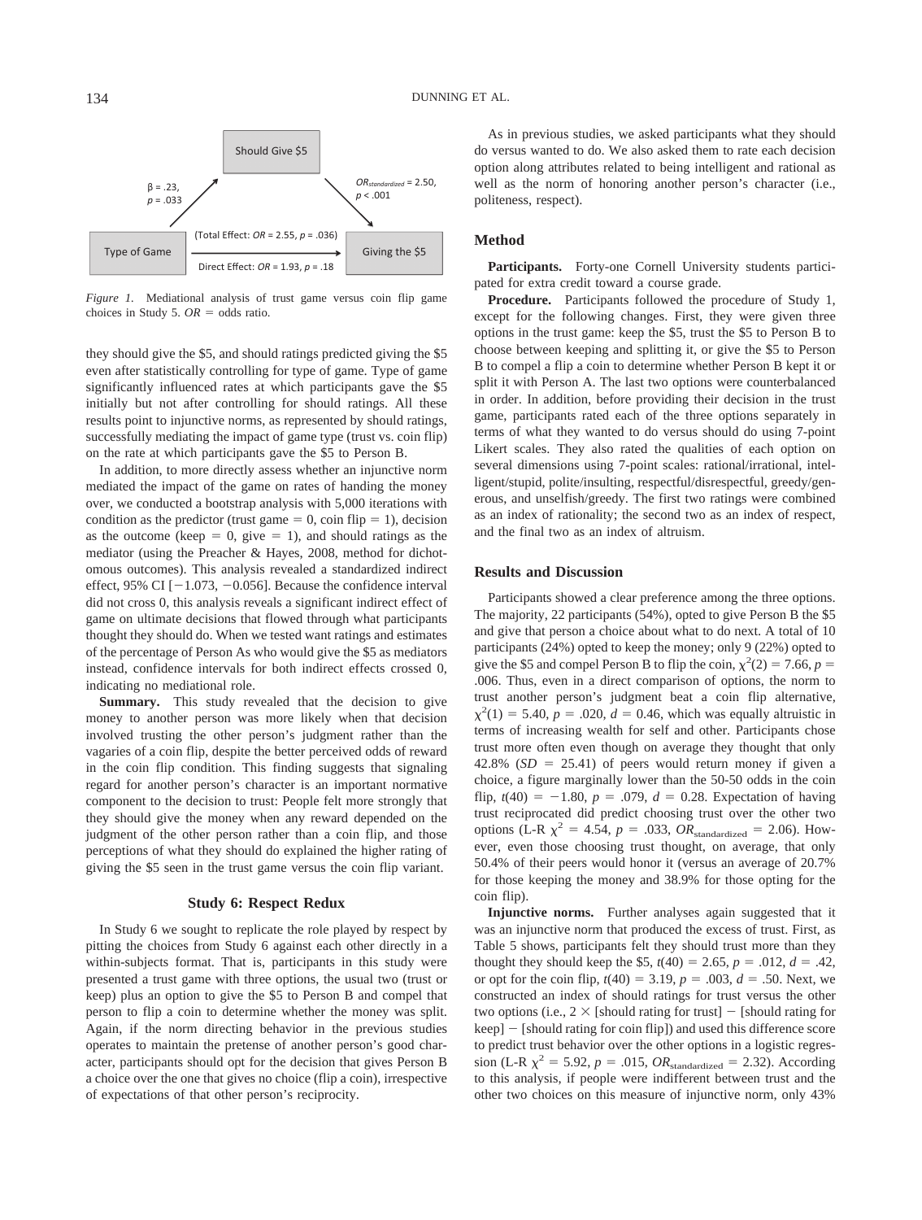Should Give $5

β = .23, $p$ = .033

$OR_{standardized}$ = 2.50, $p$ < .001

Type of Game

(Total Effect: $OR$ = 2.55, $p$ = .036)

Direct Effect: $OR$ = 1.93, $p$ = .18

Giving the $5

*Figure 1.* Mediational analysis of trust game versus coin flip game choices in Study 5. $OR$ = odds ratio.

they should give the $5, and should ratings predicted giving the $5 even after statistically controlling for type of game. Type of game significantly influenced rates at which participants gave the $5 initially but not after controlling for should ratings. All these results point to injunctive norms, as represented by should ratings, successfully mediating the impact of game type (trust vs. coin flip) on the rate at which participants gave the $5 to Person B.

In addition, to more directly assess whether an injunctive norm mediated the impact of the game on rates of handing the money over, we conducted a bootstrap analysis with 5,000 iterations with condition as the predictor (trust game = 0, coin flip = 1), decision as the outcome (keep = 0, give = 1), and should ratings as the mediator (using the Preacher & Hayes, 2008, method for dichotomous outcomes). This analysis revealed a standardized indirect effect, 95% CI [−1.073, −0.056]. Because the confidence interval did not cross 0, this analysis reveals a significant indirect effect of game on ultimate decisions that flowed through what participants thought they should do. When we tested want ratings and estimates of the percentage of Person As who would give the $5 as mediators instead, confidence intervals for both indirect effects crossed 0, indicating no mediational role.

**Summary.** This study revealed that the decision to give money to another person was more likely when that decision involved trusting the other person's judgment rather than the vagaries of a coin flip, despite the better perceived odds of reward in the coin flip condition. This finding suggests that signaling regard for another person's character is an important normative component to the decision to trust: People felt more strongly that they should give the money when any reward depended on the judgment of the other person rather than a coin flip, and those perceptions of what they should do explained the higher rating of giving the $5 seen in the trust game versus the coin flip variant.

## Study 6: Respect Redux

In Study 6 we sought to replicate the role played by respect by pitting the choices from Study 6 against each other directly in a within-subjects format. That is, participants in this study were presented a trust game with three options, the usual two (trust or keep) plus an option to give the $5 to Person B and compel that person to flip a coin to determine whether the money was split. Again, if the norm directing behavior in the previous studies operates to maintain the pretense of another person's good character, participants should opt for the decision that gives Person B a choice over the one that gives no choice (flip a coin), irrespective of expectations of that other person's reciprocity.

As in previous studies, we asked participants what they should do versus wanted to do. We also asked them to rate each decision option along attributes related to being intelligent and rational as well as the norm of honoring another person's character (i.e., politeness, respect).

### Method

**Participants.** Forty-one Cornell University students participated for extra credit toward a course grade.

**Procedure.** Participants followed the procedure of Study 1, except for the following changes. First, they were given three options in the trust game: keep the $5, trust the $5 to Person B to choose between keeping and splitting it, or give the $5 to Person B to compel a flip a coin to determine whether Person B kept it or split it with Person A. The last two options were counterbalanced in order. In addition, before providing their decision in the trust game, participants rated each of the three options separately in terms of what they wanted to do versus should do using 7-point Likert scales. They also rated the qualities of each option on several dimensions using 7-point scales: rational/irrational, intelligent/stupid, polite/insulting, respectful/disrespectful, greedy/generous, and unselfish/greedy. The first two ratings were combined as an index of rationality; the second two as an index of respect, and the final two as an index of altruism.

### Results and Discussion

Participants showed a clear preference among the three options. The majority, 22 participants (54%), opted to give Person B the $5 and give that person a choice about what to do next. A total of 10 participants (24%) opted to keep the money; only 9 (22%) opted to give the $5 and compel Person B to flip the coin, $\chi^2(2) = 7.66$, $p = .006$. Thus, even in a direct comparison of options, the norm to trust another person's judgment beat a coin flip alternative, $\chi^2(1) = 5.40$, $p = .020$, $d = 0.46$, which was equally altruistic in terms of increasing wealth for self and other. Participants chose trust more often even though on average they thought that only 42.8% ($SD$ = 25.41) of peers would return money if given a choice, a figure marginally lower than the 50-50 odds in the coin flip, $t(40) = -1.80$, $p = .079$, $d = 0.28$. Expectation of having trust reciprocated did predict choosing trust over the other two options (L-R $\chi^2 = 4.54$, $p = .033$, $OR_{\text{standardized}} = 2.06$). However, even those choosing trust thought, on average, that only 50.4% of their peers would honor it (versus an average of 20.7% for those keeping the money and 38.9% for those opting for the coin flip).

**Injunctive norms.** Further analyses again suggested that it was an injunctive norm that produced the excess of trust. First, as Table 5 shows, participants felt they should trust more than they thought they should keep the $5, $t(40) = 2.65$, $p = .012$, $d = .42$, or opt for the coin flip, $t(40) = 3.19$, $p = .003$, $d = .50$. Next, we constructed an index of should ratings for trust versus the other two options (i.e., 2 × [should rating for trust] − [should rating for keep] − [should rating for coin flip]) and used this difference score to predict trust behavior over the other options in a logistic regression (L-R $\chi^2 = 5.92$, $p = .015$, $OR_{\text{standardized}} = 2.32$). According to this analysis, if people were indifferent between trust and the other two choices on this measure of injunctive norm, only 43%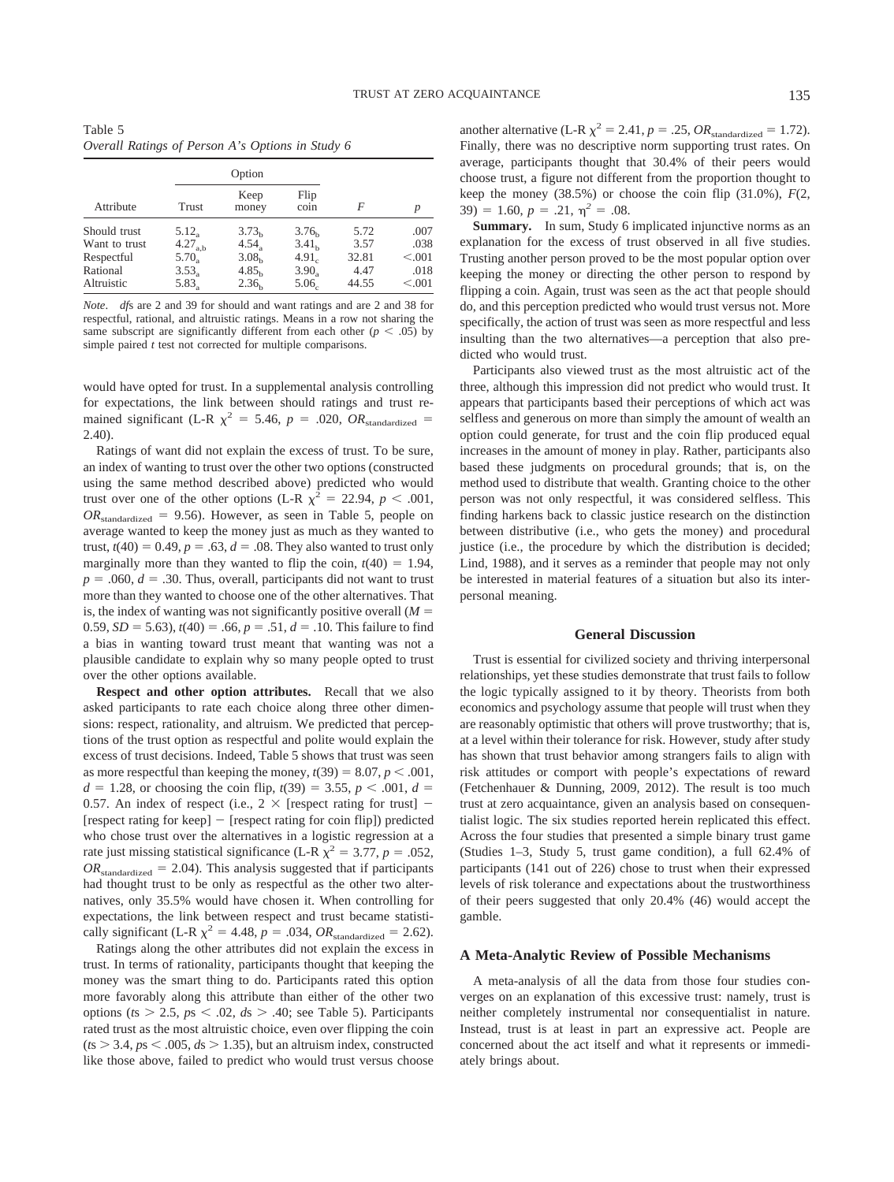Table 5
*Overall Ratings of Person A's Options in Study 6*

| Attribute | Option | | | $F$ | $p$ |
|---|---|---|---|---|---|
| | Trust | Keep money | Flip coin | | |
| Should trust | $5.12_{a}$ | $3.73_{b}$ | $3.76_{b}$ | 5.72 | .007 |
| Want to trust | $4.27_{a,b}$ | $4.54_{a}$ | $3.41_{b}$ | 3.57 | .038 |
| Respectful | $5.70_{a}$ | $3.08_{b}$ | $4.91_{c}$ | 32.81 | <.001 |
| Rational | $3.53_{a}$ | $4.85_{b}$ | $3.90_{a}$ | 4.47 | .018 |
| Altruistic | $5.83_{a}$ | $2.36_{b}$ | $5.06_{c}$ | 44.55 | <.001 |

*Note*. *df*s are 2 and 39 for should and want ratings and are 2 and 38 for respectful, rational, and altruistic ratings. Means in a row not sharing the same subscript are significantly different from each other ($p < .05$) by simple paired *t* test not corrected for multiple comparisons.

would have opted for trust. In a supplemental analysis controlling for expectations, the link between should ratings and trust remained significant (L-R $\chi^2 = 5.46$, $p = .020$, $OR_{\text{standardized}} = 2.40$).

Ratings of want did not explain the excess of trust. To be sure, an index of wanting to trust over the other two options (constructed using the same method described above) predicted who would trust over one of the other options (L-R $\chi^2 = 22.94$, $p < .001$, $OR_{\text{standardized}} = 9.56$). However, as seen in Table 5, people on average wanted to keep the money just as much as they wanted to trust, $t(40) = 0.49$, $p = .63$, $d = .08$. They also wanted to trust only marginally more than they wanted to flip the coin, $t(40) = 1.94$, $p = .060$, $d = .30$. Thus, overall, participants did not want to trust more than they wanted to choose one of the other alternatives. That is, the index of wanting was not significantly positive overall ($M = 0.59$, $SD = 5.63$), $t(40) = .66$, $p = .51$, $d = .10$. This failure to find a bias in wanting toward trust meant that wanting was not a plausible candidate to explain why so many people opted to trust over the other options available.

**Respect and other option attributes.** Recall that we also asked participants to rate each choice along three other dimensions: respect, rationality, and altruism. We predicted that perceptions of the trust option as respectful and polite would explain the excess of trust decisions. Indeed, Table 5 shows that trust was seen as more respectful than keeping the money, $t(39) = 8.07$, $p < .001$, $d = 1.28$, or choosing the coin flip, $t(39) = 3.55$, $p < .001$, $d = 0.57$. An index of respect (i.e., $2 \times$ [respect rating for trust] $-$ [respect rating for keep] $-$ [respect rating for coin flip]) predicted who chose trust over the alternatives in a logistic regression at a rate just missing statistical significance (L-R $\chi^2 = 3.77$, $p = .052$, $OR_{\text{standardized}} = 2.04$). This analysis suggested that if participants had thought trust to be only as respectful as the other two alternatives, only 35.5% would have chosen it. When controlling for expectations, the link between respect and trust became statistically significant (L-R $\chi^2 = 4.48$, $p = .034$, $OR_{\text{standardized}} = 2.62$).

Ratings along the other attributes did not explain the excess in trust. In terms of rationality, participants thought that keeping the money was the smart thing to do. Participants rated this option more favorably along this attribute than either of the other two options ($t$s $> 2.5$, $p$s $< .02$, $d$s $> .40$; see Table 5). Participants rated trust as the most altruistic choice, even over flipping the coin ($t$s $> 3.4$, $p$s $< .005$, $d$s $> 1.35$), but an altruism index, constructed like those above, failed to predict who would trust versus choose another alternative (L-R $\chi^2 = 2.41$, $p = .25$, $OR_{\text{standardized}} = 1.72$). Finally, there was no descriptive norm supporting trust rates. On average, participants thought that 30.4% of their peers would choose trust, a figure not different from the proportion thought to keep the money (38.5%) or choose the coin flip (31.0%), $F(2, 39) = 1.60$, $p = .21$, $\eta^2 = .08$.

**Summary.** In sum, Study 6 implicated injunctive norms as an explanation for the excess of trust observed in all five studies. Trusting another person proved to be the most popular option over keeping the money or directing the other person to respond by flipping a coin. Again, trust was seen as the act that people should do, and this perception predicted who would trust versus not. More specifically, the action of trust was seen as more respectful and less insulting than the two alternatives—a perception that also predicted who would trust.

Participants also viewed trust as the most altruistic act of the three, although this impression did not predict who would trust. It appears that participants based their perceptions of which act was selfless and generous on more than simply the amount of wealth an option could generate, for trust and the coin flip produced equal increases in the amount of money in play. Rather, participants also based these judgments on procedural grounds; that is, on the method used to distribute that wealth. Granting choice to the other person was not only respectful, it was considered selfless. This finding harkens back to classic justice research on the distinction between distributive (i.e., who gets the money) and procedural justice (i.e., the procedure by which the distribution is decided; Lind, 1988), and it serves as a reminder that people may not only be interested in material features of a situation but also its interpersonal meaning.

## General Discussion

Trust is essential for civilized society and thriving interpersonal relationships, yet these studies demonstrate that trust fails to follow the logic typically assigned to it by theory. Theorists from both economics and psychology assume that people will trust when they are reasonably optimistic that others will prove trustworthy; that is, at a level within their tolerance for risk. However, study after study has shown that trust behavior among strangers fails to align with risk attitudes or comport with people's expectations of reward (Fetchenhauer & Dunning, 2009, 2012). The result is too much trust at zero acquaintance, given an analysis based on consequentialist logic. The six studies reported herein replicated this effect. Across the four studies that presented a simple binary trust game (Studies 1–3, Study 5, trust game condition), a full 62.4% of participants (141 out of 226) chose to trust when their expressed levels of risk tolerance and expectations about the trustworthiness of their peers suggested that only 20.4% (46) would accept the gamble.

### A Meta-Analytic Review of Possible Mechanisms

A meta-analysis of all the data from those four studies converges on an explanation of this excessive trust: namely, trust is neither completely instrumental nor consequentialist in nature. Instead, trust is at least in part an expressive act. People are concerned about the act itself and what it represents or immediately brings about.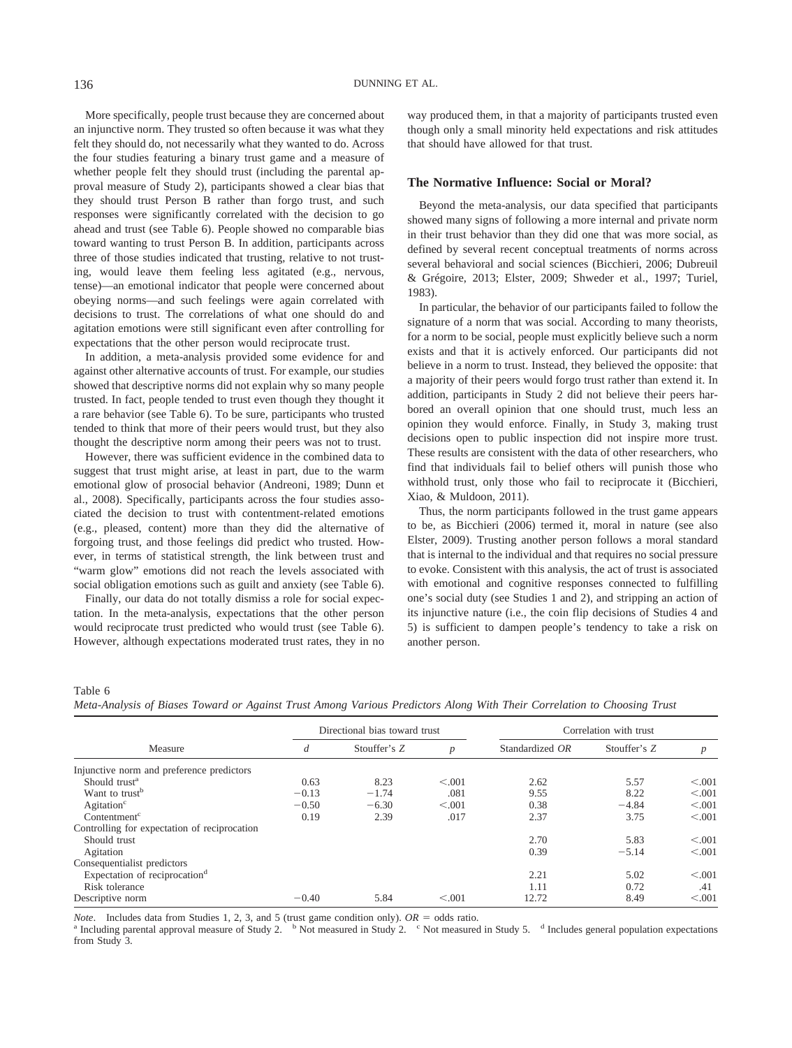More specifically, people trust because they are concerned about an injunctive norm. They trusted so often because it was what they felt they should do, not necessarily what they wanted to do. Across the four studies featuring a binary trust game and a measure of whether people felt they should trust (including the parental approval measure of Study 2), participants showed a clear bias that they should trust Person B rather than forgo trust, and such responses were significantly correlated with the decision to go ahead and trust (see Table 6). People showed no comparable bias toward wanting to trust Person B. In addition, participants across three of those studies indicated that trusting, relative to not trusting, would leave them feeling less agitated (e.g., nervous, tense)—an emotional indicator that people were concerned about obeying norms—and such feelings were again correlated with decisions to trust. The correlations of what one should do and agitation emotions were still significant even after controlling for expectations that the other person would reciprocate trust.

In addition, a meta-analysis provided some evidence for and against other alternative accounts of trust. For example, our studies showed that descriptive norms did not explain why so many people trusted. In fact, people tended to trust even though they thought it a rare behavior (see Table 6). To be sure, participants who trusted tended to think that more of their peers would trust, but they also thought the descriptive norm among their peers was not to trust.

However, there was sufficient evidence in the combined data to suggest that trust might arise, at least in part, due to the warm emotional glow of prosocial behavior (Andreoni, 1989; Dunn et al., 2008). Specifically, participants across the four studies associated the decision to trust with contentment-related emotions (e.g., pleased, content) more than they did the alternative of forgoing trust, and those feelings did predict who trusted. However, in terms of statistical strength, the link between trust and "warm glow" emotions did not reach the levels associated with social obligation emotions such as guilt and anxiety (see Table 6).

Finally, our data do not totally dismiss a role for social expectation. In the meta-analysis, expectations that the other person would reciprocate trust predicted who would trust (see Table 6). However, although expectations moderated trust rates, they in no way produced them, in that a majority of participants trusted even though only a small minority held expectations and risk attitudes that should have allowed for that trust.

## The Normative Influence: Social or Moral?

Beyond the meta-analysis, our data specified that participants showed many signs of following a more internal and private norm in their trust behavior than they did one that was more social, as defined by several recent conceptual treatments of norms across several behavioral and social sciences (Bicchieri, 2006; Dubreuil & Grégoire, 2013; Elster, 2009; Shweder et al., 1997; Turiel, 1983).

In particular, the behavior of our participants failed to follow the signature of a norm that was social. According to many theorists, for a norm to be social, people must explicitly believe such a norm exists and that it is actively enforced. Our participants did not believe in a norm to trust. Instead, they believed the opposite: that a majority of their peers would forgo trust rather than extend it. In addition, participants in Study 2 did not believe their peers harbored an overall opinion that one should trust, much less an opinion they would enforce. Finally, in Study 3, making trust decisions open to public inspection did not inspire more trust. These results are consistent with the data of other researchers, who find that individuals fail to belief others will punish those who withhold trust, only those who fail to reciprocate it (Bicchieri, Xiao, & Muldoon, 2011).

Thus, the norm participants followed in the trust game appears to be, as Bicchieri (2006) termed it, moral in nature (see also Elster, 2009). Trusting another person follows a moral standard that is internal to the individual and that requires no social pressure to evoke. Consistent with this analysis, the act of trust is associated with emotional and cognitive responses connected to fulfilling one's social duty (see Studies 1 and 2), and stripping an action of its injunctive nature (i.e., the coin flip decisions of Studies 4 and 5) is sufficient to dampen people's tendency to take a risk on another person.

Table 6
*Meta-Analysis of Biases Toward or Against Trust Among Various Predictors Along With Their Correlation to Choosing Trust*

| Measure | Directional bias toward trust | | | Correlation with trust | | |
|---|---|---|---|---|---|---|
| | $d$ | Stouffer's $Z$ | $p$ | Standardized $OR$ | Stouffer's $Z$ | $p$ |
| Injunctive norm and preference predictors | | | | | | |
| Should trust[a] | 0.63 | 8.23 | <.001 | 2.62 | 5.57 | <.001 |
| Want to trust[b] | −0.13 | −1.74 | .081 | 9.55 | 8.22 | <.001 |
| Agitation[c] | −0.50 | −6.30 | <.001 | 0.38 | −4.84 | <.001 |
| Contentment[c] | 0.19 | 2.39 | .017 | 2.37 | 3.75 | <.001 |
| Controlling for expectation of reciprocation | | | | | | |
| Should trust | | | | 2.70 | 5.83 | <.001 |
| Agitation | | | | 0.39 | −5.14 | <.001 |
| Consequentialist predictors | | | | | | |
| Expectation of reciprocation[d] | | | | 2.21 | 5.02 | <.001 |
| Risk tolerance | | | | 1.11 | 0.72 | .41 |
| Descriptive norm | −0.40 | 5.84 | <.001 | 12.72 | 8.49 | <.001 |

*Note.* Includes data from Studies 1, 2, 3, and 5 (trust game condition only). $OR$ = odds ratio.
[a] Including parental approval measure of Study 2. [b] Not measured in Study 2. [c] Not measured in Study 5. [d] Includes general population expectations from Study 3.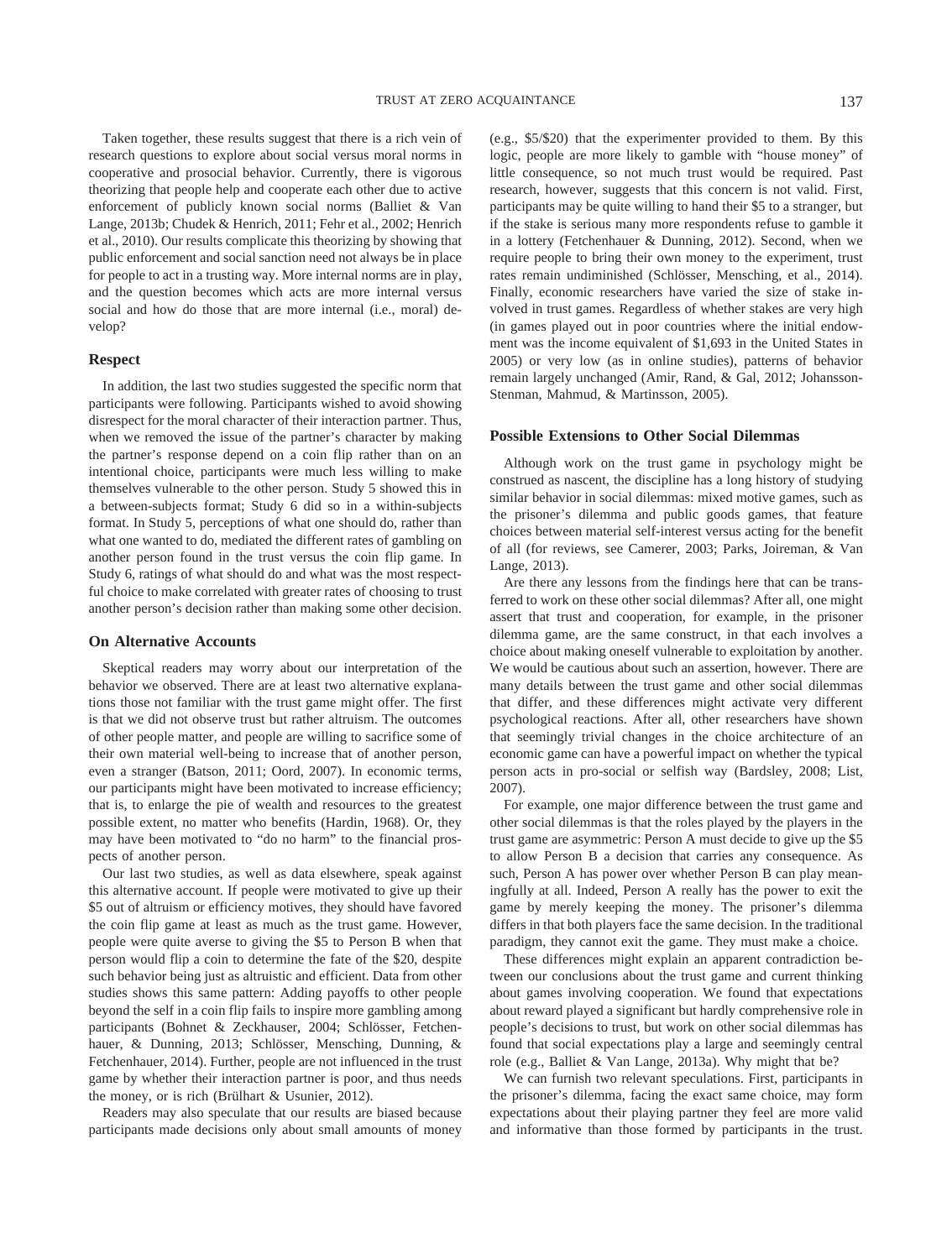Taken together, these results suggest that there is a rich vein of research questions to explore about social versus moral norms in cooperative and prosocial behavior. Currently, there is vigorous theorizing that people help and cooperate each other due to active enforcement of publicly known social norms (Balliet & Van Lange, 2013b; Chudek & Henrich, 2011; Fehr et al., 2002; Henrich et al., 2010). Our results complicate this theorizing by showing that public enforcement and social sanction need not always be in place for people to act in a trusting way. More internal norms are in play, and the question becomes which acts are more internal versus social and how do those that are more internal (i.e., moral) develop?

### Respect

In addition, the last two studies suggested the specific norm that participants were following. Participants wished to avoid showing disrespect for the moral character of their interaction partner. Thus, when we removed the issue of the partner's character by making the partner's response depend on a coin flip rather than on an intentional choice, participants were much less willing to make themselves vulnerable to the other person. Study 5 showed this in a between-subjects format; Study 6 did so in a within-subjects format. In Study 5, perceptions of what one should do, rather than what one wanted to do, mediated the different rates of gambling on another person found in the trust versus the coin flip game. In Study 6, ratings of what should do and what was the most respectful choice to make correlated with greater rates of choosing to trust another person's decision rather than making some other decision.

### On Alternative Accounts

Skeptical readers may worry about our interpretation of the behavior we observed. There are at least two alternative explanations those not familiar with the trust game might offer. The first is that we did not observe trust but rather altruism. The outcomes of other people matter, and people are willing to sacrifice some of their own material well-being to increase that of another person, even a stranger (Batson, 2011; Oord, 2007). In economic terms, our participants might have been motivated to increase efficiency; that is, to enlarge the pie of wealth and resources to the greatest possible extent, no matter who benefits (Hardin, 1968). Or, they may have been motivated to "do no harm" to the financial prospects of another person.

Our last two studies, as well as data elsewhere, speak against this alternative account. If people were motivated to give up their \$5 out of altruism or efficiency motives, they should have favored the coin flip game at least as much as the trust game. However, people were quite averse to giving the \$5 to Person B when that person would flip a coin to determine the fate of the \$20, despite such behavior being just as altruistic and efficient. Data from other studies shows this same pattern: Adding payoffs to other people beyond the self in a coin flip fails to inspire more gambling among participants (Bohnet & Zeckhauser, 2004; Schlösser, Fetchenhauer, & Dunning, 2013; Schlösser, Mensching, Dunning, & Fetchenhauer, 2014). Further, people are not influenced in the trust game by whether their interaction partner is poor, and thus needs the money, or is rich (Brülhart & Usunier, 2012).

Readers may also speculate that our results are biased because participants made decisions only about small amounts of money (e.g., \$5/\$20) that the experimenter provided to them. By this logic, people are more likely to gamble with "house money" of little consequence, so not much trust would be required. Past research, however, suggests that this concern is not valid. First, participants may be quite willing to hand their \$5 to a stranger, but if the stake is serious many more respondents refuse to gamble it in a lottery (Fetchenhauer & Dunning, 2012). Second, when we require people to bring their own money to the experiment, trust rates remain undiminished (Schlösser, Mensching, et al., 2014). Finally, economic researchers have varied the size of stake involved in trust games. Regardless of whether stakes are very high (in games played out in poor countries where the initial endowment was the income equivalent of \$1,693 in the United States in 2005) or very low (as in online studies), patterns of behavior remain largely unchanged (Amir, Rand, & Gal, 2012; Johansson-Stenman, Mahmud, & Martinsson, 2005).

### Possible Extensions to Other Social Dilemmas

Although work on the trust game in psychology might be construed as nascent, the discipline has a long history of studying similar behavior in social dilemmas: mixed motive games, such as the prisoner's dilemma and public goods games, that feature choices between material self-interest versus acting for the benefit of all (for reviews, see Camerer, 2003; Parks, Joireman, & Van Lange, 2013).

Are there any lessons from the findings here that can be transferred to work on these other social dilemmas? After all, one might assert that trust and cooperation, for example, in the prisoner dilemma game, are the same construct, in that each involves a choice about making oneself vulnerable to exploitation by another. We would be cautious about such an assertion, however. There are many details between the trust game and other social dilemmas that differ, and these differences might activate very different psychological reactions. After all, other researchers have shown that seemingly trivial changes in the choice architecture of an economic game can have a powerful impact on whether the typical person acts in pro-social or selfish way (Bardsley, 2008; List, 2007).

For example, one major difference between the trust game and other social dilemmas is that the roles played by the players in the trust game are asymmetric: Person A must decide to give up the \$5 to allow Person B a decision that carries any consequence. As such, Person A has power over whether Person B can play meaningfully at all. Indeed, Person A really has the power to exit the game by merely keeping the money. The prisoner's dilemma differs in that both players face the same decision. In the traditional paradigm, they cannot exit the game. They must make a choice.

These differences might explain an apparent contradiction between our conclusions about the trust game and current thinking about games involving cooperation. We found that expectations about reward played a significant but hardly comprehensive role in people's decisions to trust, but work on other social dilemmas has found that social expectations play a large and seemingly central role (e.g., Balliet & Van Lange, 2013a). Why might that be?

We can furnish two relevant speculations. First, participants in the prisoner's dilemma, facing the exact same choice, may form expectations about their playing partner they feel are more valid and informative than those formed by participants in the trust.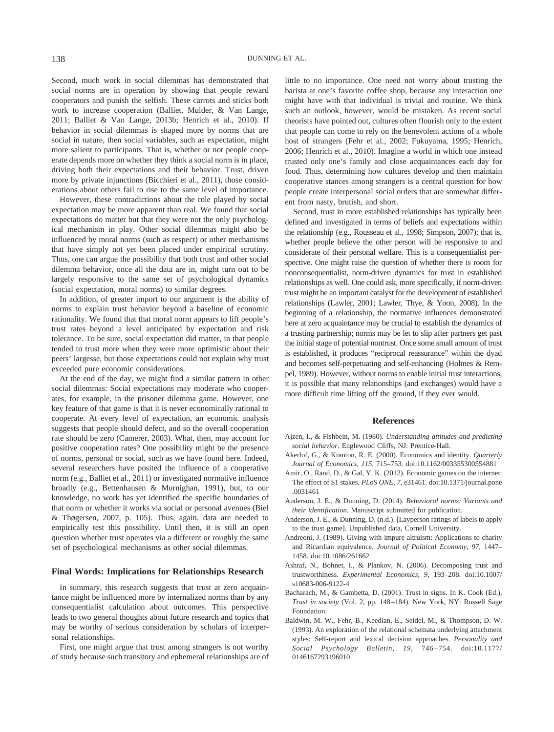Second, much work in social dilemmas has demonstrated that social norms are in operation by showing that people reward cooperators and punish the selfish. These carrots and sticks both work to increase cooperation (Balliet, Mulder, & Van Lange, 2011; Balliet & Van Lange, 2013b; Henrich et al., 2010). If behavior in social dilemmas is shaped more by norms that are social in nature, then social variables, such as expectation, might more salient to participants. That is, whether or not people cooperate depends more on whether they think a social norm is in place, driving both their expectations and their behavior. Trust, driven more by private injunctions (Bicchieri et al., 2011), those considerations about others fail to rise to the same level of importance.

However, these contradictions about the role played by social expectation may be more apparent than real. We found that social expectations do matter but that they were not the only psychological mechanism in play. Other social dilemmas might also be influenced by moral norms (such as respect) or other mechanisms that have simply not yet been placed under empirical scrutiny. Thus, one can argue the possibility that both trust and other social dilemma behavior, once all the data are in, might turn out to be largely responsive to the same set of psychological dynamics (social expectation, moral norms) to similar degrees.

In addition, of greater import to our argument is the ability of norms to explain trust behavior beyond a baseline of economic rationality. We found that that moral norm appears to lift people's trust rates beyond a level anticipated by expectation and risk tolerance. To be sure, social expectation did matter, in that people tended to trust more when they were more optimistic about their peers' largesse, but those expectations could not explain why trust exceeded pure economic considerations.

At the end of the day, we might find a similar pattern in other social dilemmas: Social expectations may moderate who cooperates, for example, in the prisoner dilemma game. However, one key feature of that game is that it is never economically rational to cooperate. At every level of expectation, an economic analysis suggests that people should defect, and so the overall cooperation rate should be zero (Camerer, 2003). What, then, may account for positive cooperation rates? One possibility might be the presence of norms, personal or social, such as we have found here. Indeed, several researchers have posited the influence of a cooperative norm (e.g., Balliet et al., 2011) or investigated normative influence broadly (e.g., Bettenhausen & Murnighan, 1991), but, to our knowledge, no work has yet identified the specific boundaries of that norm or whether it works via social or personal avenues (Biel & Thøgersen, 2007, p. 105). Thus, again, data are needed to empirically test this possibility. Until then, it is still an open question whether trust operates via a different or roughly the same set of psychological mechanisms as other social dilemmas.

## Final Words: Implications for Relationships Research

In summary, this research suggests that trust at zero acquaintance might be influenced more by internalized norms than by any consequentialist calculation about outcomes. This perspective leads to two general thoughts about future research and topics that may be worthy of serious consideration by scholars of interpersonal relationships.

First, one might argue that trust among strangers is not worthy of study because such transitory and ephemeral relationships are of little to no importance. One need not worry about trusting the barista at one's favorite coffee shop, because any interaction one might have with that individual is trivial and routine. We think such an outlook, however, would be mistaken. As recent social theorists have pointed out, cultures often flourish only to the extent that people can come to rely on the benevolent actions of a whole host of strangers (Fehr et al., 2002; Fukuyama, 1995; Henrich, 2006; Henrich et al., 2010). Imagine a world in which one instead trusted only one's family and close acquaintances each day for food. Thus, determining how cultures develop and then maintain cooperative stances among strangers is a central question for how people create interpersonal social orders that are somewhat different from nasty, brutish, and short.

Second, trust in more established relationships has typically been defined and investigated in terms of beliefs and expectations within the relationship (e.g., Rousseau et al., 1998; Simpson, 2007); that is, whether people believe the other person will be responsive to and considerate of their personal welfare. This is a consequentialist perspective. One might raise the question of whether there is room for nonconsequentialist, norm-driven dynamics for trust in established relationships as well. One could ask, more specifically, if norm-driven trust might be an important catalyst for the development of established relationships (Lawler, 2001; Lawler, Thye, & Yoon, 2008). In the beginning of a relationship, the normative influences demonstrated here at zero acquaintance may be crucial to establish the dynamics of a trusting partnership; norms may be let to slip after partners get past the initial stage of potential nontrust. Once some small amount of trust is established, it produces "reciprocal reassurance" within the dyad and becomes self-perpetuating and self-enhancing (Holmes & Rempel, 1989). However, without norms to enable initial trust interactions, it is possible that many relationships (and exchanges) would have a more difficult time lifting off the ground, if they ever would.

## References

Ajzen, I., & Fishbein, M. (1980). *Understanding attitudes and predicting social behavior*. Englewood Cliffs, NJ: Prentice-Hall.

Akerlof, G., & Kranton, R. E. (2000). Economics and identity. *Quarterly Journal of Economics, 115*, 715–753. doi:10.1162/003355300554881

Amir, O., Rand, D., & Gal, Y. K. (2012). Economic games on the internet: The effect of $1 stakes. *PLoS ONE, 7*, e31461. doi:10.1371/journal.pone.0031461

Anderson, J. E., & Dunning, D. (2014). *Behavioral norms: Variants and their identification*. Manuscript submitted for publication.

Anderson, J. E., & Dunning, D. (n.d.). [Layperson ratings of labels to apply to the trust game]. Unpublished data, Cornell University.

Andreoni, J. (1989). Giving with impure altruism: Applications to charity and Ricardian equivalence. *Journal of Political Economy, 97*, 1447–1458. doi:10.1086/261662

Ashraf, N., Bohnet, I., & Plankov, N. (2006). Decomposing trust and trustworthiness. *Experimental Economics, 9*, 193–208. doi:10.1007/s10683-006-9122-4

Bacharach, M., & Gambetta, D. (2001). Trust in signs. In K. Cook (Ed.), *Trust in society* (Vol. 2, pp. 148–184). New York, NY: Russell Sage Foundation.

Baldwin, M. W., Fehr, B., Keedian, E., Seidel, M., & Thompson, D. W. (1993). An exploration of the relational schemata underlying attachment styles: Self-report and lexical decision approaches. *Personality and Social Psychology Bulletin, 19*, 746–754. doi:10.1177/0146167293196010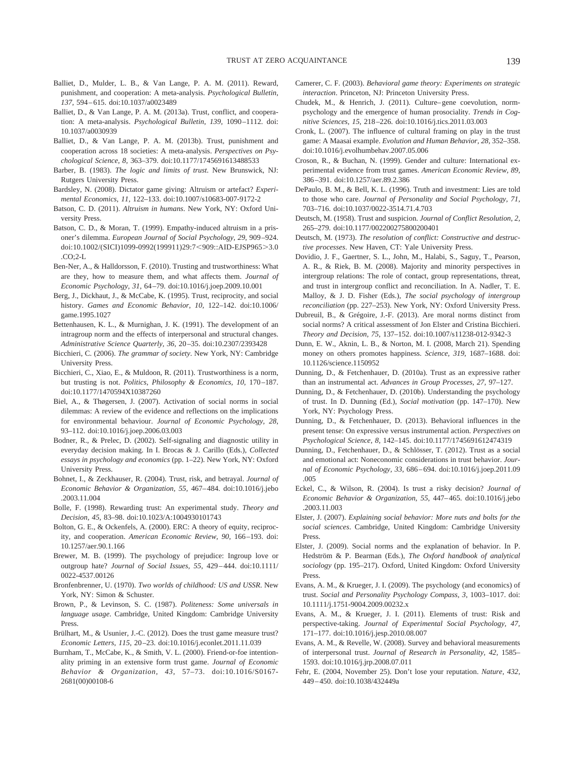Balliet, D., Mulder, L. B., & Van Lange, P. A. M. (2011). Reward, punishment, and cooperation: A meta-analysis. *Psychological Bulletin, 137,* 594–615. doi:10.1037/a0023489

Balliet, D., & Van Lange, P. A. M. (2013a). Trust, conflict, and cooperation: A meta-analysis. *Psychological Bulletin, 139,* 1090–1112. doi:10.1037/a0030939

Balliet, D., & Van Lange, P. A. M. (2013b). Trust, punishment and cooperation across 18 societies: A meta-analysis. *Perspectives on Psychological Science, 8,* 363–379. doi:10.1177/1745691613488533

Barber, B. (1983). *The logic and limits of trust.* New Brunswick, NJ: Rutgers University Press.

Bardsley, N. (2008). Dictator game giving: Altruism or artefact? *Experimental Economics, 11,* 122–133. doi:10.1007/s10683-007-9172-2

Batson, C. D. (2011). *Altruism in humans.* New York, NY: Oxford University Press.

Batson, C. D., & Moran, T. (1999). Empathy-induced altruism in a prisoner's dilemma. *European Journal of Social Psychology, 29,* 909–924. doi:10.1002/(SICI)1099-0992(199911)29:7<909::AID-EJSP965>3.0.CO;2-L

Ben-Ner, A., & Halldorsson, F. (2010). Trusting and trustworthiness: What are they, how to measure them, and what affects them. *Journal of Economic Psychology, 31,* 64–79. doi:10.1016/j.joep.2009.10.001

Berg, J., Dickhaut, J., & McCabe, K. (1995). Trust, reciprocity, and social history. *Games and Economic Behavior, 10,* 122–142. doi:10.1006/game.1995.1027

Bettenhausen, K. L., & Murnighan, J. K. (1991). The development of an intragroup norm and the effects of interpersonal and structural changes. *Administrative Science Quarterly, 36,* 20–35. doi:10.2307/2393428

Bicchieri, C. (2006). *The grammar of society.* New York, NY: Cambridge University Press.

Bicchieri, C., Xiao, E., & Muldoon, R. (2011). Trustworthiness is a norm, but trusting is not. *Politics, Philosophy & Economics, 10,* 170–187. doi:10.1177/1470594X10387260

Biel, A., & Thøgersen, J. (2007). Activation of social norms in social dilemmas: A review of the evidence and reflections on the implications for environmental behaviour. *Journal of Economic Psychology, 28,* 93–112. doi:10.1016/j.joep.2006.03.003

Bodner, R., & Prelec, D. (2002). Self-signaling and diagnostic utility in everyday decision making. In I. Brocas & J. Carillo (Eds.), *Collected essays in psychology and economics* (pp. 1–22). New York, NY: Oxford University Press.

Bohnet, I., & Zeckhauser, R. (2004). Trust, risk, and betrayal. *Journal of Economic Behavior & Organization, 55,* 467–484. doi:10.1016/j.jebo.2003.11.004

Bolle, F. (1998). Rewarding trust: An experimental study. *Theory and Decision, 45,* 83–98. doi:10.1023/A:1004930101743

Bolton, G. E., & Ockenfels, A. (2000). ERC: A theory of equity, reciprocity, and cooperation. *American Economic Review, 90,* 166–193. doi:10.1257/aer.90.1.166

Brewer, M. B. (1999). The psychology of prejudice: Ingroup love or outgroup hate? *Journal of Social Issues, 55,* 429–444. doi:10.1111/0022-4537.00126

Bronfenbrenner, U. (1970). *Two worlds of childhood: US and USSR.* New York, NY: Simon & Schuster.

Brown, P., & Levinson, S. C. (1987). *Politeness: Some universals in language usage.* Cambridge, United Kingdom: Cambridge University Press.

Brülhart, M., & Usunier, J.-C. (2012). Does the trust game measure trust? *Economic Letters, 115,* 20–23. doi:10.1016/j.econlet.2011.11.039

Burnham, T., McCabe, K., & Smith, V. L. (2000). Friend-or-foe intentionality priming in an extensive form trust game. *Journal of Economic Behavior & Organization, 43,* 57–73. doi:10.1016/S0167-2681(00)00108-6

Camerer, C. F. (2003). *Behavioral game theory: Experiments on strategic interaction.* Princeton, NJ: Princeton University Press.

Chudek, M., & Henrich, J. (2011). Culture–gene coevolution, norm-psychology and the emergence of human prosociality. *Trends in Cognitive Sciences, 15,* 218–226. doi:10.1016/j.tics.2011.03.003

Cronk, L. (2007). The influence of cultural framing on play in the trust game: A Maasai example. *Evolution and Human Behavior, 28,* 352–358. doi:10.1016/j.evolhumbehav.2007.05.006

Croson, R., & Buchan, N. (1999). Gender and culture: International experimental evidence from trust games. *American Economic Review, 89,* 386–391. doi:10.1257/aer.89.2.386

DePaulo, B. M., & Bell, K. L. (1996). Truth and investment: Lies are told to those who care. *Journal of Personality and Social Psychology, 71,* 703–716. doi:10.1037/0022-3514.71.4.703

Deutsch, M. (1958). Trust and suspicion. *Journal of Conflict Resolution, 2,* 265–279. doi:10.1177/002200275800200401

Deutsch, M. (1973). *The resolution of conflict: Constructive and destructive processes.* New Haven, CT: Yale University Press.

Dovidio, J. F., Gaertner, S. L., John, M., Halabi, S., Saguy, T., Pearson, A. R., & Riek, B. M. (2008). Majority and minority perspectives in intergroup relations: The role of contact, group representations, threat, and trust in intergroup conflict and reconciliation. In A. Nadler, T. E. Malloy, & J. D. Fisher (Eds.), *The social psychology of intergroup reconciliation* (pp. 227–253). New York, NY: Oxford University Press.

Dubreuil, B., & Grégoire, J.-F. (2013). Are moral norms distinct from social norms? A critical assessment of Jon Elster and Cristina Bicchieri. *Theory and Decision, 75,* 137–152. doi:10.1007/s11238-012-9342-3

Dunn, E. W., Aknin, L. B., & Norton, M. I. (2008, March 21). Spending money on others promotes happiness. *Science, 319,* 1687–1688. doi:10.1126/science.1150952

Dunning, D., & Fetchenhauer, D. (2010a). Trust as an expressive rather than an instrumental act. *Advances in Group Processes, 27,* 97–127.

Dunning, D., & Fetchenhauer, D. (2010b). Understanding the psychology of trust. In D. Dunning (Ed.), *Social motivation* (pp. 147–170). New York, NY: Psychology Press.

Dunning, D., & Fetchenhauer, D. (2013). Behavioral influences in the present tense: On expressive versus instrumental action. *Perspectives on Psychological Science, 8,* 142–145. doi:10.1177/1745691612474319

Dunning, D., Fetchenhauer, D., & Schlösser, T. (2012). Trust as a social and emotional act: Noneconomic considerations in trust behavior. *Journal of Economic Psychology, 33,* 686–694. doi:10.1016/j.joep.2011.09.005

Eckel, C., & Wilson, R. (2004). Is trust a risky decision? *Journal of Economic Behavior & Organization, 55,* 447–465. doi:10.1016/j.jebo.2003.11.003

Elster, J. (2007). *Explaining social behavior: More nuts and bolts for the social sciences.* Cambridge, United Kingdom: Cambridge University Press.

Elster, J. (2009). Social norms and the explanation of behavior. In P. Hedström & P. Bearman (Eds.), *The Oxford handbook of analytical sociology* (pp. 195–217). Oxford, United Kingdom: Oxford University Press.

Evans, A. M., & Krueger, J. I. (2009). The psychology (and economics) of trust. *Social and Personality Psychology Compass, 3,* 1003–1017. doi:10.1111/j.1751-9004.2009.00232.x

Evans, A. M., & Krueger, J. I. (2011). Elements of trust: Risk and perspective-taking. *Journal of Experimental Social Psychology, 47,* 171–177. doi:10.1016/j.jesp.2010.08.007

Evans, A. M., & Revelle, W. (2008). Survey and behavioral measurements of interpersonal trust. *Journal of Research in Personality, 42,* 1585–1593. doi:10.1016/j.jrp.2008.07.011

Fehr, E. (2004, November 25). Don't lose your reputation. *Nature, 432,* 449–450. doi:10.1038/432449a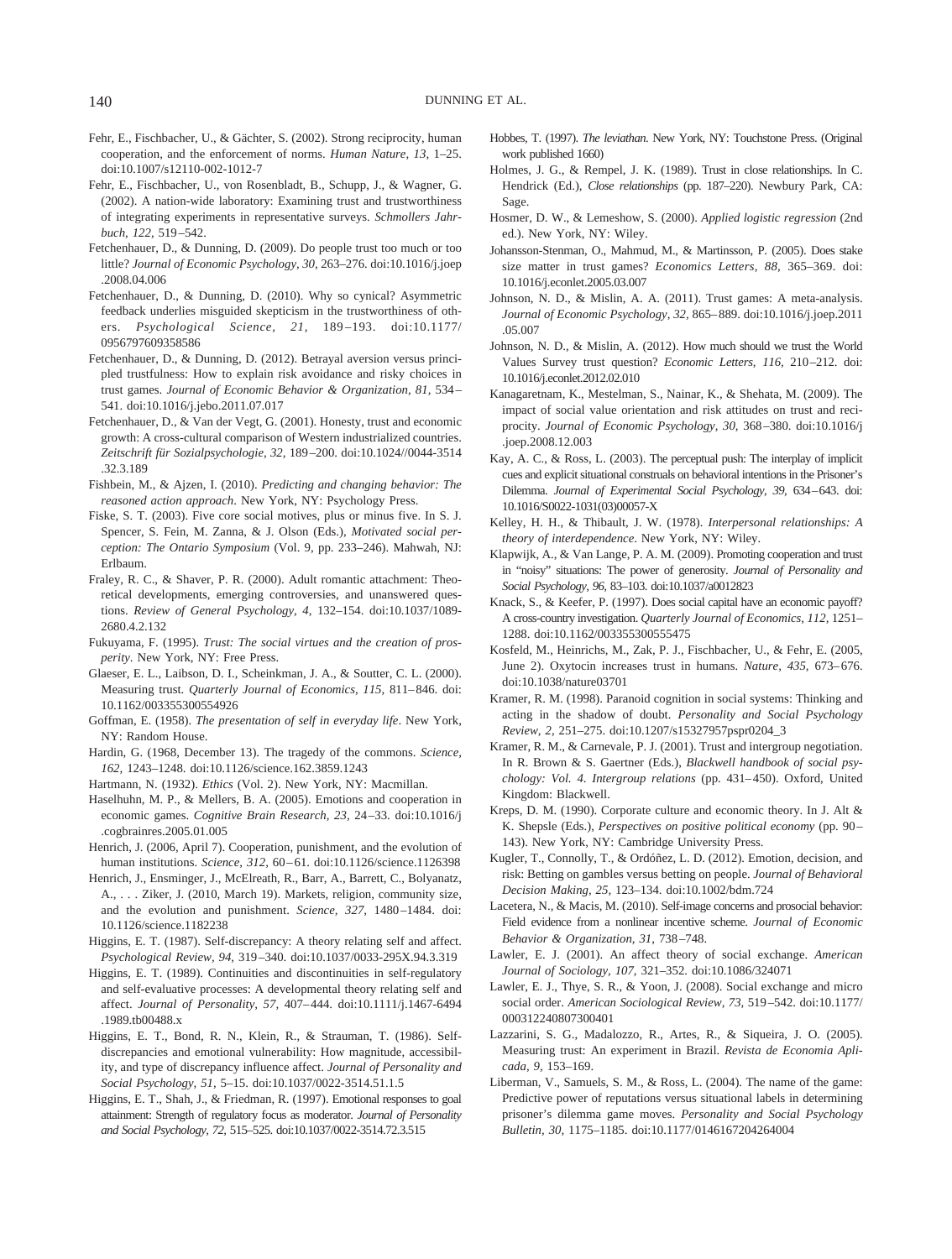Fehr, E., Fischbacher, U., & Gächter, S. (2002). Strong reciprocity, human cooperation, and the enforcement of norms. *Human Nature, 13,* 1–25. doi:10.1007/s12110-002-1012-7

Fehr, E., Fischbacher, U., von Rosenbladt, B., Schupp, J., & Wagner, G. (2002). A nation-wide laboratory: Examining trust and trustworthiness of integrating experiments in representative surveys. *Schmollers Jahrbuch, 122,* 519–542.

Fetchenhauer, D., & Dunning, D. (2009). Do people trust too much or too little? *Journal of Economic Psychology, 30,* 263–276. doi:10.1016/j.joep.2008.04.006

Fetchenhauer, D., & Dunning, D. (2010). Why so cynical? Asymmetric feedback underlies misguided skepticism in the trustworthiness of others. *Psychological Science, 21,* 189–193. doi:10.1177/0956797609358586

Fetchenhauer, D., & Dunning, D. (2012). Betrayal aversion versus principled trustfulness: How to explain risk avoidance and risky choices in trust games. *Journal of Economic Behavior & Organization, 81,* 534–541. doi:10.1016/j.jebo.2011.07.017

Fetchenhauer, D., & Van der Vegt, G. (2001). Honesty, trust and economic growth: A cross-cultural comparison of Western industrialized countries. *Zeitschrift für Sozialpsychologie, 32,* 189–200. doi:10.1024//0044-3514.32.3.189

Fishbein, M., & Ajzen, I. (2010). *Predicting and changing behavior: The reasoned action approach*. New York, NY: Psychology Press.

Fiske, S. T. (2003). Five core social motives, plus or minus five. In S. J. Spencer, S. Fein, M. Zanna, & J. Olson (Eds.), *Motivated social perception: The Ontario Symposium* (Vol. 9, pp. 233–246). Mahwah, NJ: Erlbaum.

Fraley, R. C., & Shaver, P. R. (2000). Adult romantic attachment: Theoretical developments, emerging controversies, and unanswered questions. *Review of General Psychology, 4,* 132–154. doi:10.1037/1089-2680.4.2.132

Fukuyama, F. (1995). *Trust: The social virtues and the creation of prosperity*. New York, NY: Free Press.

Glaeser, E. L., Laibson, D. I., Scheinkman, J. A., & Soutter, C. L. (2000). Measuring trust. *Quarterly Journal of Economics, 115,* 811–846. doi:10.1162/003355300554926

Goffman, E. (1958). *The presentation of self in everyday life*. New York, NY: Random House.

Hardin, G. (1968, December 13). The tragedy of the commons. *Science, 162,* 1243–1248. doi:10.1126/science.162.3859.1243

Hartmann, N. (1932). *Ethics* (Vol. 2). New York, NY: Macmillan.

Haselhuhn, M. P., & Mellers, B. A. (2005). Emotions and cooperation in economic games. *Cognitive Brain Research, 23,* 24–33. doi:10.1016/j.cogbrainres.2005.01.005

Henrich, J. (2006, April 7). Cooperation, punishment, and the evolution of human institutions. *Science, 312,* 60–61. doi:10.1126/science.1126398

Henrich, J., Ensminger, J., McElreath, R., Barr, A., Barrett, C., Bolyanatz, A., . . . Ziker, J. (2010, March 19). Markets, religion, community size, and the evolution and punishment. *Science, 327,* 1480–1484. doi:10.1126/science.1182238

Higgins, E. T. (1987). Self-discrepancy: A theory relating self and affect. *Psychological Review, 94,* 319–340. doi:10.1037/0033-295X.94.3.319

Higgins, E. T. (1989). Continuities and discontinuities in self-regulatory and self-evaluative processes: A developmental theory relating self and affect. *Journal of Personality, 57,* 407–444. doi:10.1111/j.1467-6494.1989.tb00488.x

Higgins, E. T., Bond, R. N., Klein, R., & Strauman, T. (1986). Self-discrepancies and emotional vulnerability: How magnitude, accessibility, and type of discrepancy influence affect. *Journal of Personality and Social Psychology, 51,* 5–15. doi:10.1037/0022-3514.51.1.5

Higgins, E. T., Shah, J., & Friedman, R. (1997). Emotional responses to goal attainment: Strength of regulatory focus as moderator. *Journal of Personality and Social Psychology, 72,* 515–525. doi:10.1037/0022-3514.72.3.515

Hobbes, T. (1997). *The leviathan*. New York, NY: Touchstone Press. (Original work published 1660)

Holmes, J. G., & Rempel, J. K. (1989). Trust in close relationships. In C. Hendrick (Ed.), *Close relationships* (pp. 187–220). Newbury Park, CA: Sage.

Hosmer, D. W., & Lemeshow, S. (2000). *Applied logistic regression* (2nd ed.). New York, NY: Wiley.

Johansson-Stenman, O., Mahmud, M., & Martinsson, P. (2005). Does stake size matter in trust games? *Economics Letters, 88,* 365–369. doi:10.1016/j.econlet.2005.03.007

Johnson, N. D., & Mislin, A. A. (2011). Trust games: A meta-analysis. *Journal of Economic Psychology, 32,* 865–889. doi:10.1016/j.joep.2011.05.007

Johnson, N. D., & Mislin, A. (2012). How much should we trust the World Values Survey trust question? *Economic Letters, 116,* 210–212. doi:10.1016/j.econlet.2012.02.010

Kanagaretnam, K., Mestelman, S., Nainar, K., & Shehata, M. (2009). The impact of social value orientation and risk attitudes on trust and reciprocity. *Journal of Economic Psychology, 30,* 368–380. doi:10.1016/j.joep.2008.12.003

Kay, A. C., & Ross, L. (2003). The perceptual push: The interplay of implicit cues and explicit situational construals on behavioral intentions in the Prisoner's Dilemma. *Journal of Experimental Social Psychology, 39,* 634–643. doi:10.1016/S0022-1031(03)00057-X

Kelley, H. H., & Thibault, J. W. (1978). *Interpersonal relationships: A theory of interdependence*. New York, NY: Wiley.

Klapwijk, A., & Van Lange, P. A. M. (2009). Promoting cooperation and trust in "noisy" situations: The power of generosity. *Journal of Personality and Social Psychology, 96,* 83–103. doi:10.1037/a0012823

Knack, S., & Keefer, P. (1997). Does social capital have an economic payoff? A cross-country investigation. *Quarterly Journal of Economics, 112,* 1251–1288. doi:10.1162/003355300555475

Kosfeld, M., Heinrichs, M., Zak, P. J., Fischbacher, U., & Fehr, E. (2005, June 2). Oxytocin increases trust in humans. *Nature, 435,* 673–676. doi:10.1038/nature03701

Kramer, R. M. (1998). Paranoid cognition in social systems: Thinking and acting in the shadow of doubt. *Personality and Social Psychology Review, 2,* 251–275. doi:10.1207/s15327957pspr0204_3

Kramer, R. M., & Carnevale, P. J. (2001). Trust and intergroup negotiation. In R. Brown & S. Gaertner (Eds.), *Blackwell handbook of social psychology: Vol. 4. Intergroup relations* (pp. 431–450). Oxford, United Kingdom: Blackwell.

Kreps, D. M. (1990). Corporate culture and economic theory. In J. Alt & K. Shepsle (Eds.), *Perspectives on positive political economy* (pp. 90–143). New York, NY: Cambridge University Press.

Kugler, T., Connolly, T., & Ordóñez, L. D. (2012). Emotion, decision, and risk: Betting on gambles versus betting on people. *Journal of Behavioral Decision Making, 25,* 123–134. doi:10.1002/bdm.724

Lacetera, N., & Macis, M. (2010). Self-image concerns and prosocial behavior: Field evidence from a nonlinear incentive scheme. *Journal of Economic Behavior & Organization, 31,* 738–748.

Lawler, E. J. (2001). An affect theory of social exchange. *American Journal of Sociology, 107,* 321–352. doi:10.1086/324071

Lawler, E. J., Thye, S. R., & Yoon, J. (2008). Social exchange and micro social order. *American Sociological Review, 73,* 519–542. doi:10.1177/000312240807300401

Lazzarini, S. G., Madalozzo, R., Artes, R., & Siqueira, J. O. (2005). Measuring trust: An experiment in Brazil. *Revista de Economia Aplicada, 9,* 153–169.

Liberman, V., Samuels, S. M., & Ross, L. (2004). The name of the game: Predictive power of reputations versus situational labels in determining prisoner's dilemma game moves. *Personality and Social Psychology Bulletin, 30,* 1175–1185. doi:10.1177/0146167204264004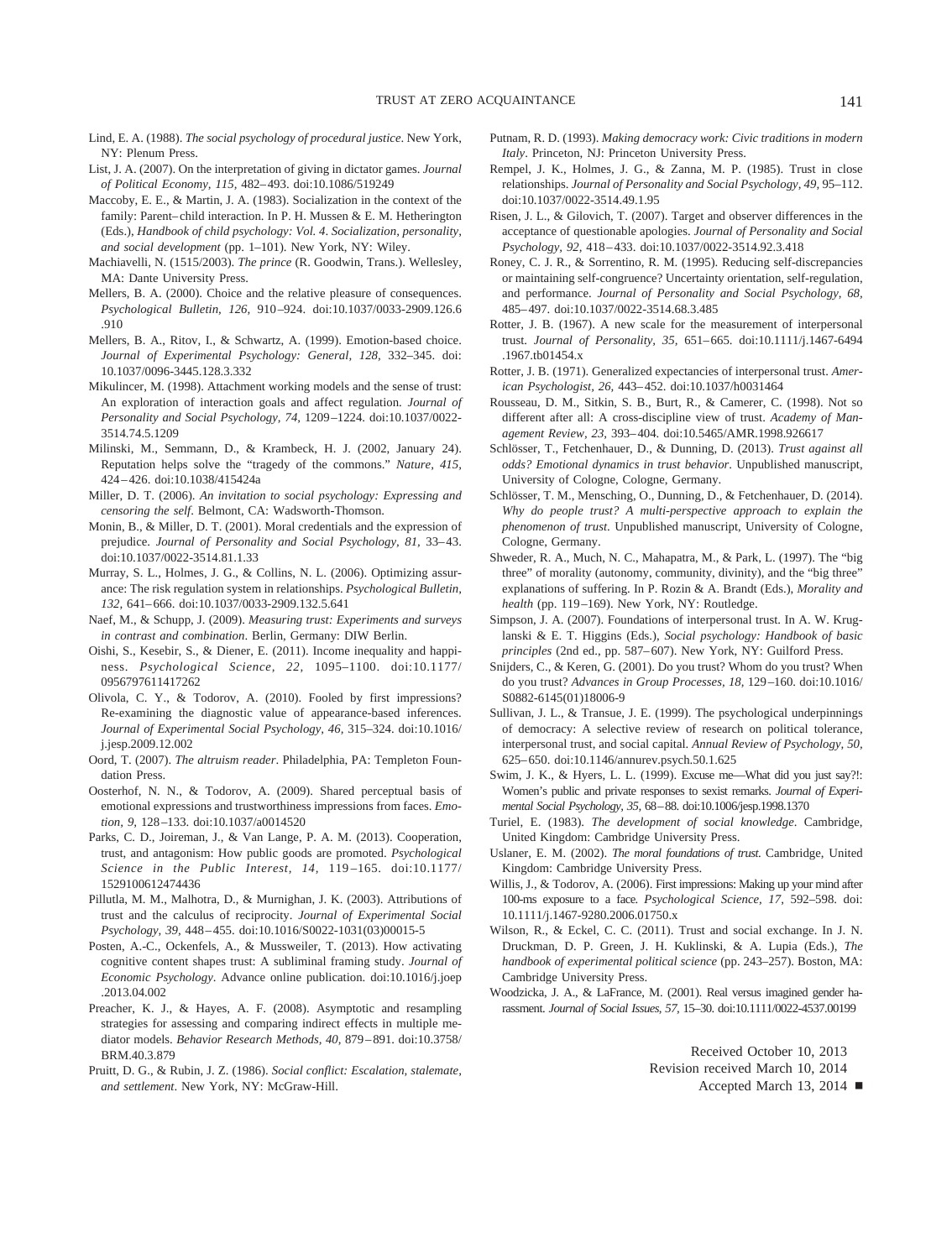Lind, E. A. (1988). *The social psychology of procedural justice*. New York, NY: Plenum Press.

List, J. A. (2007). On the interpretation of giving in dictator games. *Journal of Political Economy, 115,* 482–493. doi:10.1086/519249

Maccoby, E. E., & Martin, J. A. (1983). Socialization in the context of the family: Parent–child interaction. In P. H. Mussen & E. M. Hetherington (Eds.), *Handbook of child psychology: Vol. 4. Socialization, personality, and social development* (pp. 1–101). New York, NY: Wiley.

Machiavelli, N. (1515/2003). *The prince* (R. Goodwin, Trans.). Wellesley, MA: Dante University Press.

Mellers, B. A. (2000). Choice and the relative pleasure of consequences. *Psychological Bulletin, 126,* 910–924. doi:10.1037/0033-2909.126.6.910

Mellers, B. A., Ritov, I., & Schwartz, A. (1999). Emotion-based choice. *Journal of Experimental Psychology: General, 128,* 332–345. doi:10.1037/0096-3445.128.3.332

Mikulincer, M. (1998). Attachment working models and the sense of trust: An exploration of interaction goals and affect regulation. *Journal of Personality and Social Psychology, 74,* 1209–1224. doi:10.1037/0022-3514.74.5.1209

Milinski, M., Semmann, D., & Krambeck, H. J. (2002, January 24). Reputation helps solve the "tragedy of the commons." *Nature, 415,* 424–426. doi:10.1038/415424a

Miller, D. T. (2006). *An invitation to social psychology: Expressing and censoring the self*. Belmont, CA: Wadsworth-Thomson.

Monin, B., & Miller, D. T. (2001). Moral credentials and the expression of prejudice. *Journal of Personality and Social Psychology, 81,* 33–43. doi:10.1037/0022-3514.81.1.33

Murray, S. L., Holmes, J. G., & Collins, N. L. (2006). Optimizing assurance: The risk regulation system in relationships. *Psychological Bulletin, 132,* 641–666. doi:10.1037/0033-2909.132.5.641

Naef, M., & Schupp, J. (2009). *Measuring trust: Experiments and surveys in contrast and combination*. Berlin, Germany: DIW Berlin.

Oishi, S., Kesebir, S., & Diener, E. (2011). Income inequality and happiness. *Psychological Science, 22,* 1095–1100. doi:10.1177/0956797611417262

Olivola, C. Y., & Todorov, A. (2010). Fooled by first impressions? Re-examining the diagnostic value of appearance-based inferences. *Journal of Experimental Social Psychology, 46,* 315–324. doi:10.1016/j.jesp.2009.12.002

Oord, T. (2007). *The altruism reader*. Philadelphia, PA: Templeton Foundation Press.

Oosterhof, N. N., & Todorov, A. (2009). Shared perceptual basis of emotional expressions and trustworthiness impressions from faces. *Emotion, 9,* 128–133. doi:10.1037/a0014520

Parks, C. D., Joireman, J., & Van Lange, P. A. M. (2013). Cooperation, trust, and antagonism: How public goods are promoted. *Psychological Science in the Public Interest, 14,* 119–165. doi:10.1177/1529100612474436

Pillutla, M. M., Malhotra, D., & Murnighan, J. K. (2003). Attributions of trust and the calculus of reciprocity. *Journal of Experimental Social Psychology, 39,* 448–455. doi:10.1016/S0022-1031(03)00015-5

Posten, A.-C., Ockenfels, A., & Mussweiler, T. (2013). How activating cognitive content shapes trust: A subliminal framing study. *Journal of Economic Psychology*. Advance online publication. doi:10.1016/j.joep.2013.04.002

Preacher, K. J., & Hayes, A. F. (2008). Asymptotic and resampling strategies for assessing and comparing indirect effects in multiple mediator models. *Behavior Research Methods, 40,* 879–891. doi:10.3758/BRM.40.3.879

Pruitt, D. G., & Rubin, J. Z. (1986). *Social conflict: Escalation, stalemate, and settlement*. New York, NY: McGraw-Hill.

Putnam, R. D. (1993). *Making democracy work: Civic traditions in modern Italy*. Princeton, NJ: Princeton University Press.

Rempel, J. K., Holmes, J. G., & Zanna, M. P. (1985). Trust in close relationships. *Journal of Personality and Social Psychology, 49,* 95–112. doi:10.1037/0022-3514.49.1.95

Risen, J. L., & Gilovich, T. (2007). Target and observer differences in the acceptance of questionable apologies. *Journal of Personality and Social Psychology, 92,* 418–433. doi:10.1037/0022-3514.92.3.418

Roney, C. J. R., & Sorrentino, R. M. (1995). Reducing self-discrepancies or maintaining self-congruence? Uncertainty orientation, self-regulation, and performance. *Journal of Personality and Social Psychology, 68,* 485–497. doi:10.1037/0022-3514.68.3.485

Rotter, J. B. (1967). A new scale for the measurement of interpersonal trust. *Journal of Personality, 35,* 651–665. doi:10.1111/j.1467-6494.1967.tb01454.x

Rotter, J. B. (1971). Generalized expectancies of interpersonal trust. *American Psychologist, 26,* 443–452. doi:10.1037/h0031464

Rousseau, D. M., Sitkin, S. B., Burt, R., & Camerer, C. (1998). Not so different after all: A cross-discipline view of trust. *Academy of Management Review, 23,* 393–404. doi:10.5465/AMR.1998.926617

Schlösser, T., Fetchenhauer, D., & Dunning, D. (2013). *Trust against all odds? Emotional dynamics in trust behavior*. Unpublished manuscript, University of Cologne, Cologne, Germany.

Schlösser, T. M., Mensching, O., Dunning, D., & Fetchenhauer, D. (2014). *Why do people trust? A multi-perspective approach to explain the phenomenon of trust*. Unpublished manuscript, University of Cologne, Cologne, Germany.

Shweder, R. A., Much, N. C., Mahapatra, M., & Park, L. (1997). The "big three" of morality (autonomy, community, divinity), and the "big three" explanations of suffering. In P. Rozin & A. Brandt (Eds.), *Morality and health* (pp. 119–169). New York, NY: Routledge.

Simpson, J. A. (2007). Foundations of interpersonal trust. In A. W. Kruglanski & E. T. Higgins (Eds.), *Social psychology: Handbook of basic principles* (2nd ed., pp. 587–607). New York, NY: Guilford Press.

Snijders, C., & Keren, G. (2001). Do you trust? Whom do you trust? When do you trust? *Advances in Group Processes, 18,* 129–160. doi:10.1016/S0882-6145(01)18006-9

Sullivan, J. L., & Transue, J. E. (1999). The psychological underpinnings of democracy: A selective review of research on political tolerance, interpersonal trust, and social capital. *Annual Review of Psychology, 50,* 625–650. doi:10.1146/annurev.psych.50.1.625

Swim, J. K., & Hyers, L. L. (1999). Excuse me—What did you just say?!: Women's public and private responses to sexist remarks. *Journal of Experimental Social Psychology, 35,* 68–88. doi:10.1006/jesp.1998.1370

Turiel, E. (1983). *The development of social knowledge*. Cambridge, United Kingdom: Cambridge University Press.

Uslaner, E. M. (2002). *The moral foundations of trust*. Cambridge, United Kingdom: Cambridge University Press.

Willis, J., & Todorov, A. (2006). First impressions: Making up your mind after 100-ms exposure to a face. *Psychological Science, 17,* 592–598. doi:10.1111/j.1467-9280.2006.01750.x

Wilson, R., & Eckel, C. C. (2011). Trust and social exchange. In J. N. Druckman, D. P. Green, J. H. Kuklinski, & A. Lupia (Eds.), *The handbook of experimental political science* (pp. 243–257). Boston, MA: Cambridge University Press.

Woodzicka, J. A., & LaFrance, M. (2001). Real versus imagined gender harassment. *Journal of Social Issues, 57,* 15–30. doi:10.1111/0022-4537.00199

Received October 10, 2013
Revision received March 10, 2014
Accepted March 13, 2014 ■